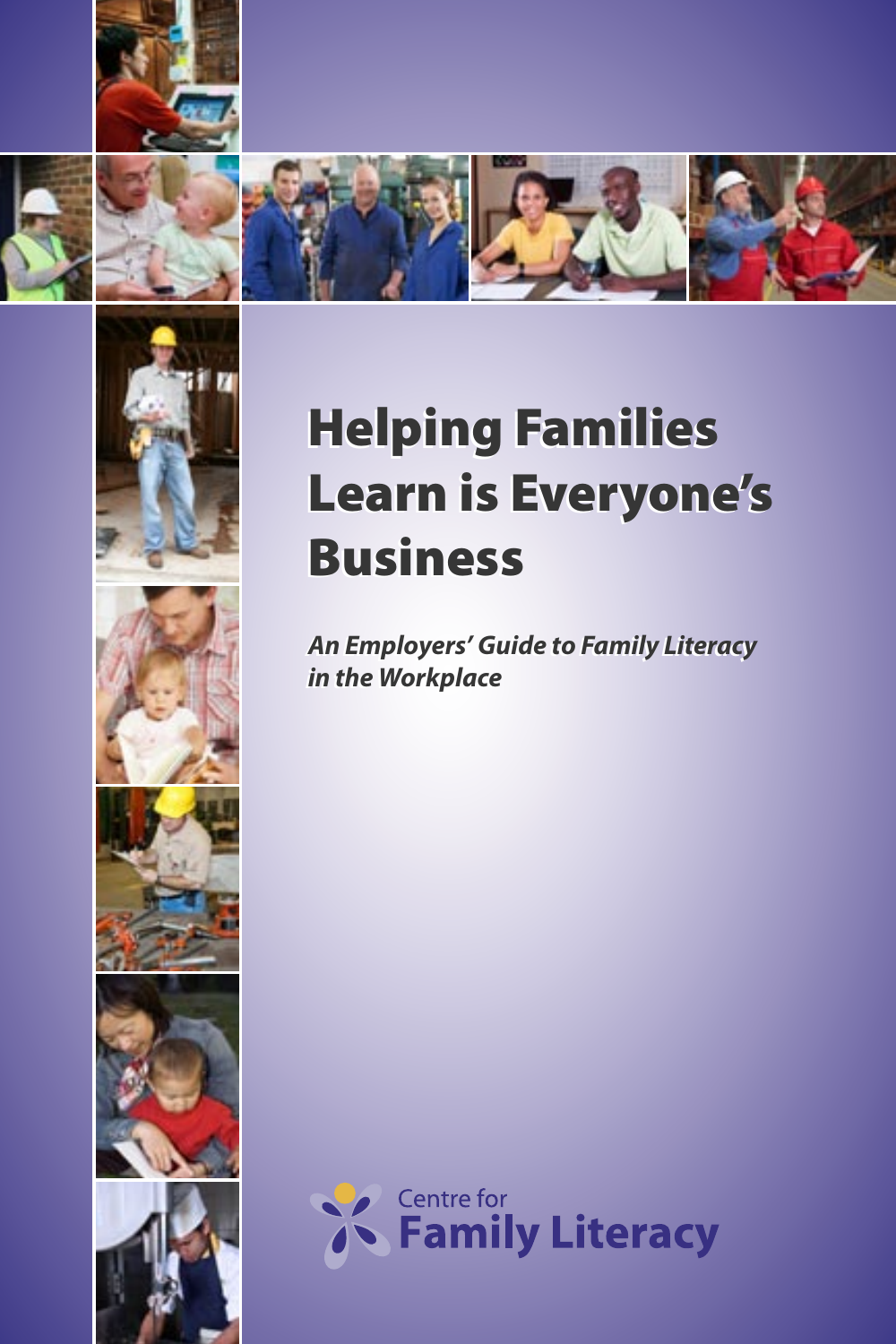# Helping Families Learn is Everyone's Business

***An Employers' Guide to Family Literacy in the Workplace***

Centre for Family Literacy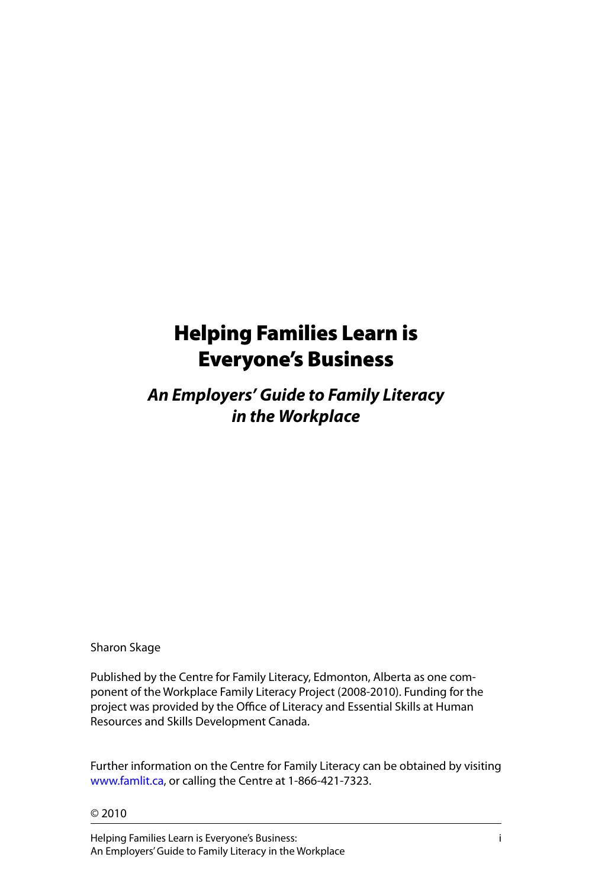# Helping Families Learn is Everyone's Business

## *An Employers' Guide to Family Literacy in the Workplace*

Sharon Skage

Published by the Centre for Family Literacy, Edmonton, Alberta as one component of the Workplace Family Literacy Project (2008-2010). Funding for the project was provided by the Office of Literacy and Essential Skills at Human Resources and Skills Development Canada.

Further information on the Centre for Family Literacy can be obtained by visiting www.famlit.ca, or calling the Centre at 1-866-421-7323.

© 2010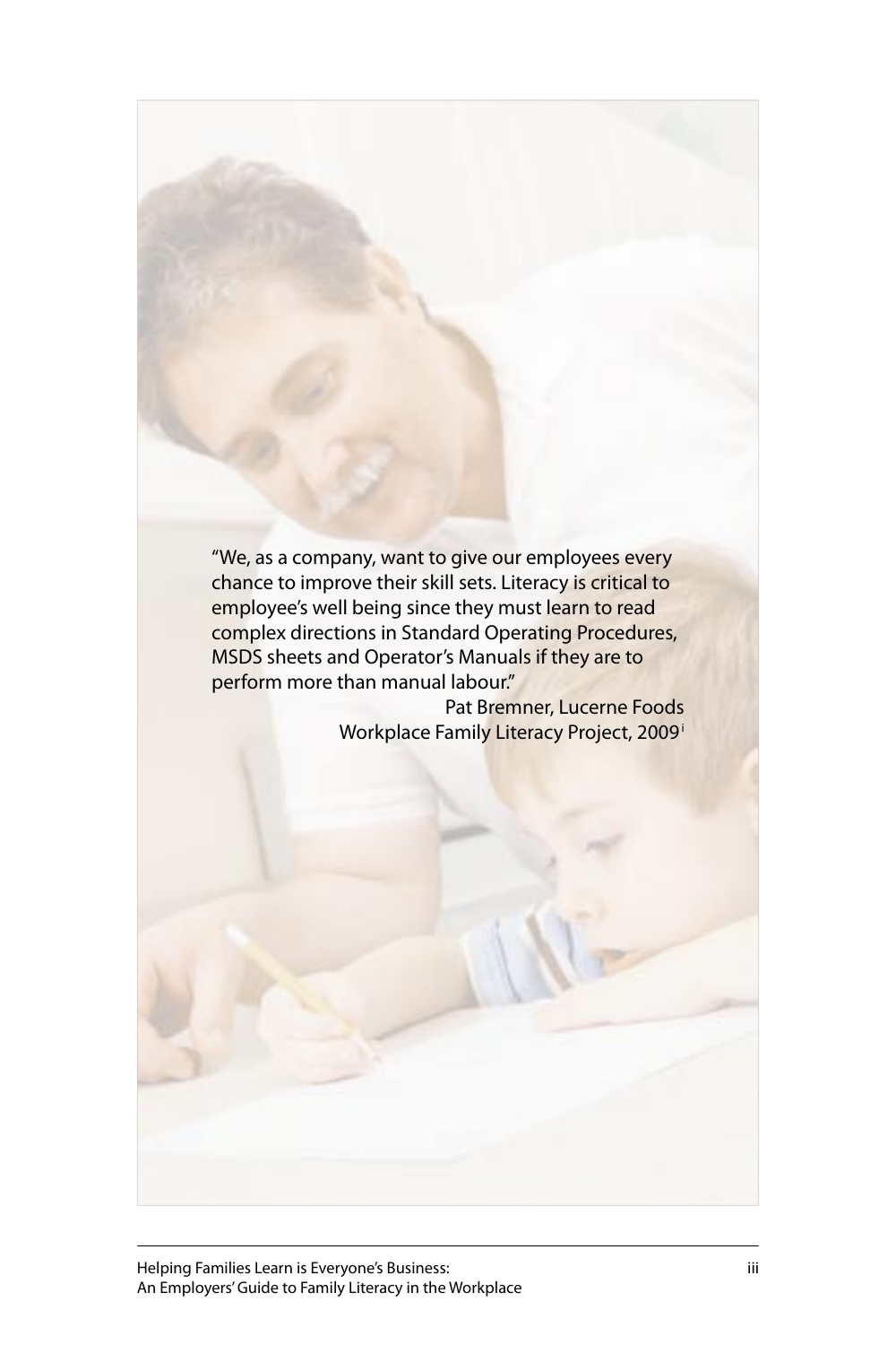"We, as a company, want to give our employees every chance to improve their skill sets. Literacy is critical to employee's well being since they must learn to read complex directions in Standard Operating Procedures, MSDS sheets and Operator's Manuals if they are to perform more than manual labour."

Pat Bremner, Lucerne Foods
Workplace Family Literacy Project, 2009[i]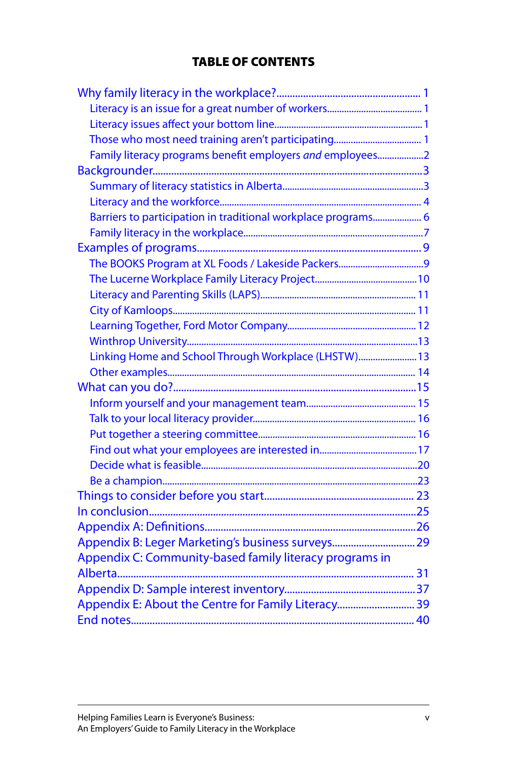## TABLE OF CONTENTS

- Why family literacy in the workplace?...................................................... 1
  - Literacy is an issue for a great number of workers....................................... 1
  - Literacy issues affect your bottom line............................................................ 1
  - Those who most need training aren't participating.................................... 1
  - Family literacy programs benefit employers *and* employees...................2
- Backgrounder....................................................................................................3
  - Summary of literacy statistics in Alberta.........................................................3
  - Literacy and the workforce.................................................................................. 4
  - Barriers to participation in traditional workplace programs.................... 6
  - Family literacy in the workplace.........................................................................7
- Examples of programs.................................................................................... 9
  - The BOOKS Program at XL Foods / Lakeside Packers...................................9
  - The Lucerne Workplace Family Literacy Project..........................................10
  - Literacy and Parenting Skills (LAPS)............................................................... 11
  - City of Kamloops.................................................................................................. 11
  - Learning Together, Ford Motor Company..................................................... 12
  - Winthrop University.............................................................................................13
  - Linking Home and School Through Workplace (LHSTW)........................13
  - Other examples..................................................................................................... 14
- What can you do?...........................................................................................15
  - Inform yourself and your management team............................................. 15
  - Talk to your local literacy provider.................................................................. 16
  - Put together a steering committee................................................................. 16
  - Find out what your employees are interested in........................................17
  - Decide what is feasible.......................................................................................20
  - Be a champion.......................................................................................................23
- Things to consider before you start........................................................ 23
- In conclusion....................................................................................................25
- Appendix A: Definitions..............................................................................26
- Appendix B: Leger Marketing's business surveys...............................29
- Appendix C: Community-based family literacy programs in Alberta.............................................................................................................. 31
- Appendix D: Sample interest inventory.................................................37
- Appendix E: About the Centre for Family Literacy.............................39
- End notes......................................................................................................... 40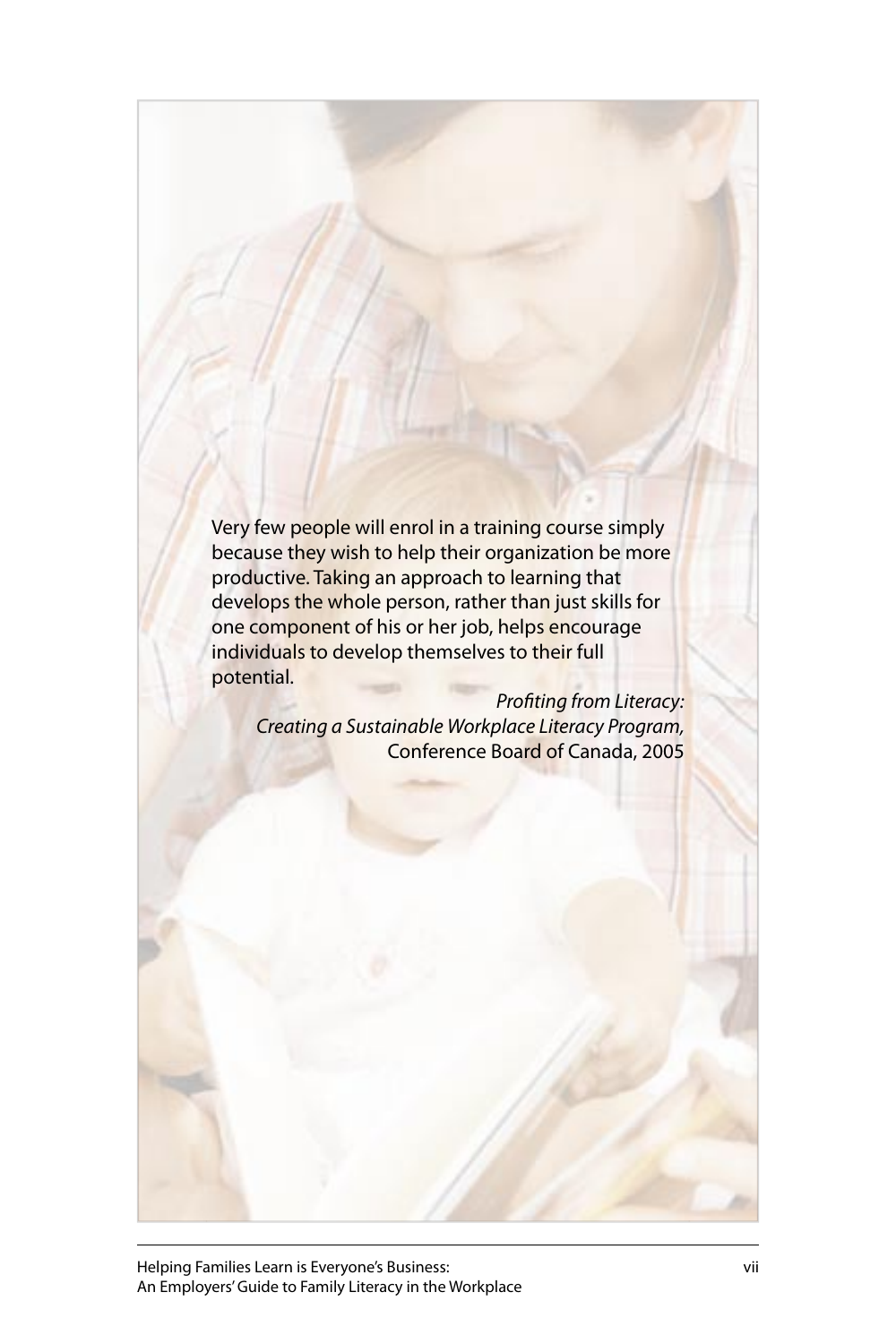Very few people will enrol in a training course simply because they wish to help their organization be more productive. Taking an approach to learning that develops the whole person, rather than just skills for one component of his or her job, helps encourage individuals to develop themselves to their full potential.

*Profiting from Literacy: Creating a Sustainable Workplace Literacy Program,* Conference Board of Canada, 2005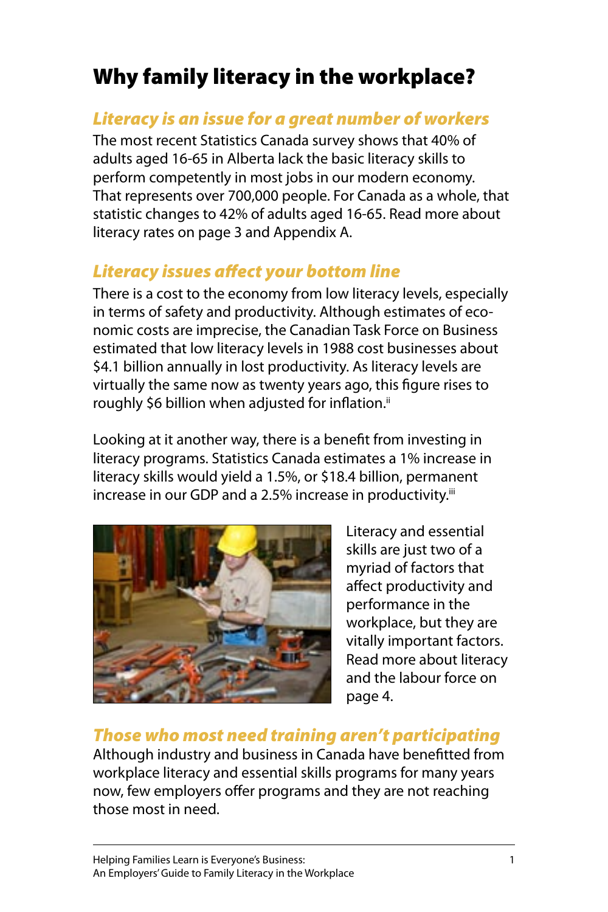# Why family literacy in the workplace?

## *Literacy is an issue for a great number of workers*

The most recent Statistics Canada survey shows that 40% of adults aged 16-65 in Alberta lack the basic literacy skills to perform competently in most jobs in our modern economy. That represents over 700,000 people. For Canada as a whole, that statistic changes to 42% of adults aged 16-65. Read more about literacy rates on page 3 and Appendix A.

## *Literacy issues affect your bottom line*

There is a cost to the economy from low literacy levels, especially in terms of safety and productivity. Although estimates of economic costs are imprecise, the Canadian Task Force on Business estimated that low literacy levels in 1988 cost businesses about $4.1 billion annually in lost productivity. As literacy levels are virtually the same now as twenty years ago, this figure rises to roughly $6 billion when adjusted for inflation.[ii]

Looking at it another way, there is a benefit from investing in literacy programs. Statistics Canada estimates a 1% increase in literacy skills would yield a 1.5%, or $18.4 billion, permanent increase in our GDP and a 2.5% increase in productivity.[iii]

Literacy and essential skills are just two of a myriad of factors that affect productivity and performance in the workplace, but they are vitally important factors. Read more about literacy and the labour force on page 4.

## *Those who most need training aren't participating*

Although industry and business in Canada have benefitted from workplace literacy and essential skills programs for many years now, few employers offer programs and they are not reaching those most in need.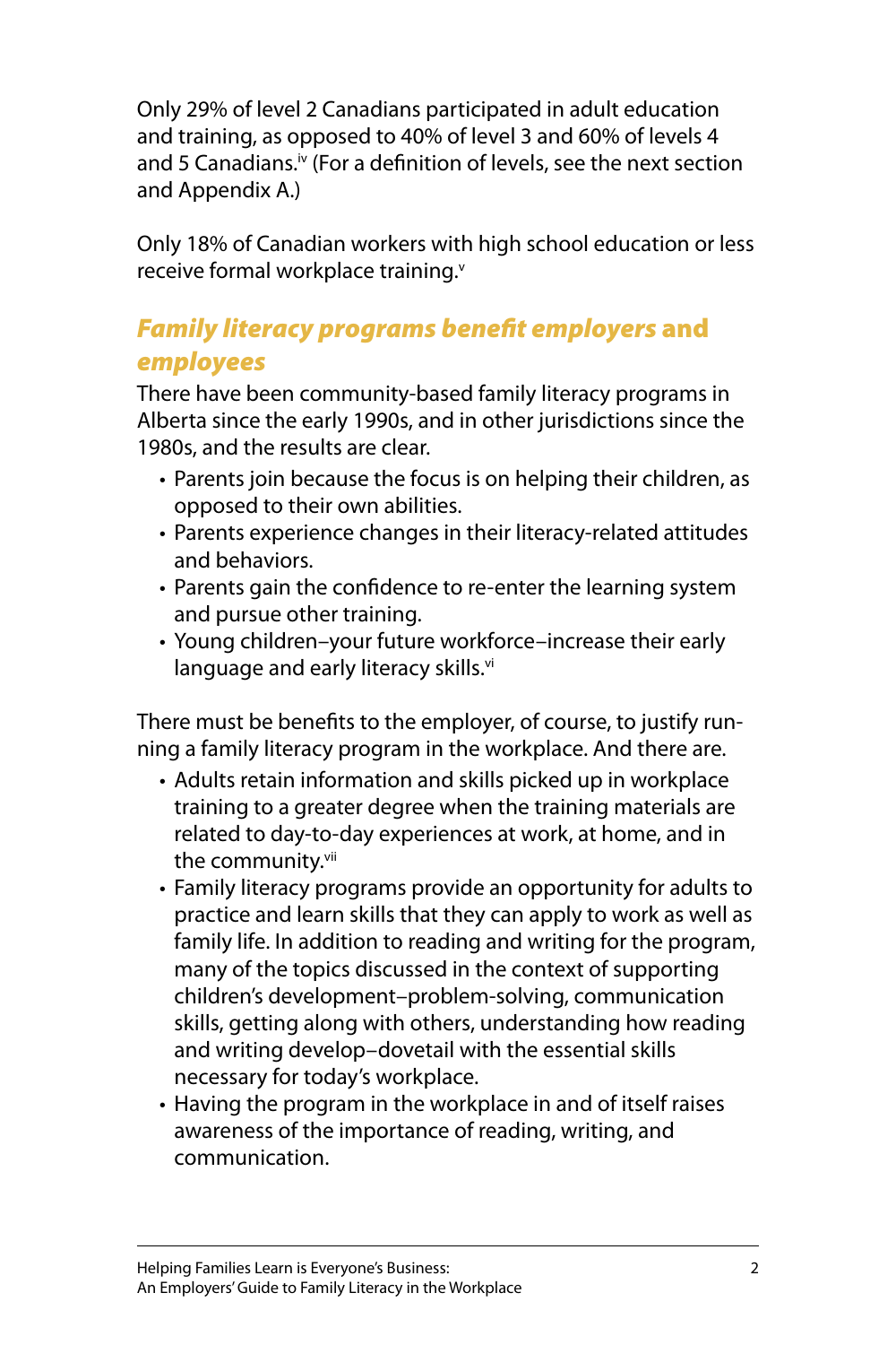Only 29% of level 2 Canadians participated in adult education and training, as opposed to 40% of level 3 and 60% of levels 4 and 5 Canadians.[iv] (For a definition of levels, see the next section and Appendix A.)

Only 18% of Canadian workers with high school education or less receive formal workplace training.[v]

## *Family literacy programs benefit employers* and *employees*

There have been community-based family literacy programs in Alberta since the early 1990s, and in other jurisdictions since the 1980s, and the results are clear.

- Parents join because the focus is on helping their children, as opposed to their own abilities.
- Parents experience changes in their literacy-related attitudes and behaviors.
- Parents gain the confidence to re-enter the learning system and pursue other training.
- Young children–your future workforce–increase their early language and early literacy skills.[vi]

There must be benefits to the employer, of course, to justify running a family literacy program in the workplace. And there are.

- Adults retain information and skills picked up in workplace training to a greater degree when the training materials are related to day-to-day experiences at work, at home, and in the community.[vii]
- Family literacy programs provide an opportunity for adults to practice and learn skills that they can apply to work as well as family life. In addition to reading and writing for the program, many of the topics discussed in the context of supporting children's development–problem-solving, communication skills, getting along with others, understanding how reading and writing develop–dovetail with the essential skills necessary for today's workplace.
- Having the program in the workplace in and of itself raises awareness of the importance of reading, writing, and communication.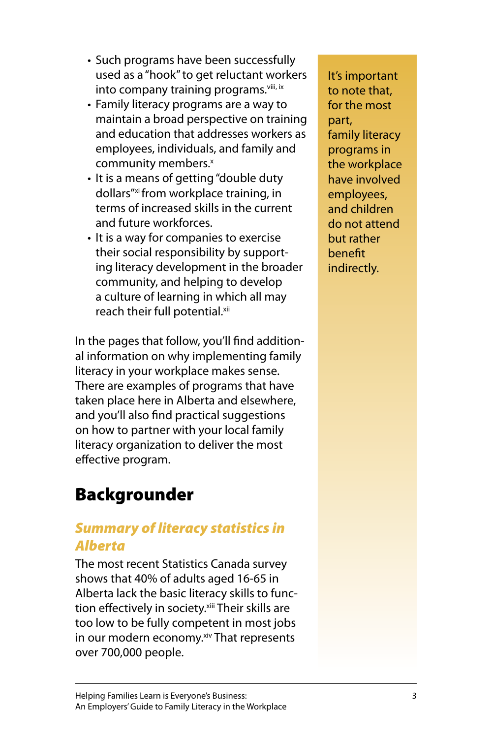- Such programs have been successfully used as a "hook" to get reluctant workers into company training programs.[viii, ix]
- Family literacy programs are a way to maintain a broad perspective on training and education that addresses workers as employees, individuals, and family and community members.[x]
- It is a means of getting "double duty dollars"[xi] from workplace training, in terms of increased skills in the current and future workforces.
- It is a way for companies to exercise their social responsibility by supporting literacy development in the broader community, and helping to develop a culture of learning in which all may reach their full potential.[xii]

In the pages that follow, you'll find additional information on why implementing family literacy in your workplace makes sense. There are examples of programs that have taken place here in Alberta and elsewhere, and you'll also find practical suggestions on how to partner with your local family literacy organization to deliver the most effective program.

> It's important to note that, for the most part, family literacy programs in the workplace have involved employees, and children do not attend but rather benefit indirectly.

## Backgrounder

### *Summary of literacy statistics in Alberta*

The most recent Statistics Canada survey shows that 40% of adults aged 16-65 in Alberta lack the basic literacy skills to function effectively in society.[xiii] Their skills are too low to be fully competent in most jobs in our modern economy.[xiv] That represents over 700,000 people.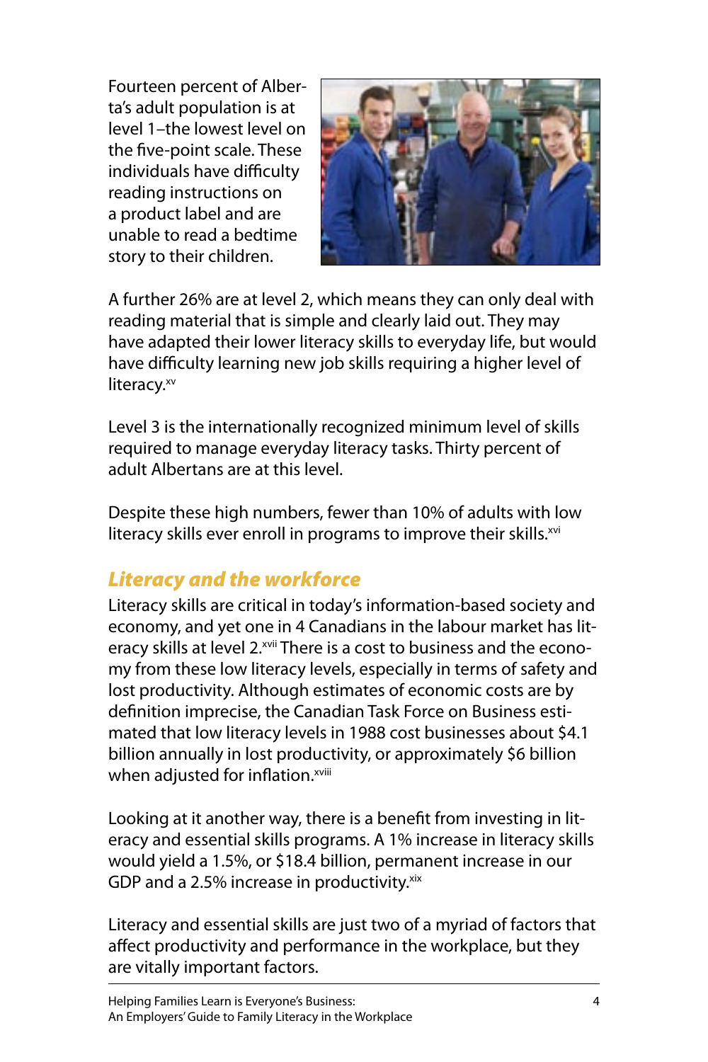Fourteen percent of Alberta's adult population is at level 1–the lowest level on the five-point scale. These individuals have difficulty reading instructions on a product label and are unable to read a bedtime story to their children.

A further 26% are at level 2, which means they can only deal with reading material that is simple and clearly laid out. They may have adapted their lower literacy skills to everyday life, but would have difficulty learning new job skills requiring a higher level of literacy.[xv]

Level 3 is the internationally recognized minimum level of skills required to manage everyday literacy tasks. Thirty percent of adult Albertans are at this level.

Despite these high numbers, fewer than 10% of adults with low literacy skills ever enroll in programs to improve their skills.[xvi]

## *Literacy and the workforce*

Literacy skills are critical in today's information-based society and economy, and yet one in 4 Canadians in the labour market has literacy skills at level 2.[xvii] There is a cost to business and the economy from these low literacy levels, especially in terms of safety and lost productivity. Although estimates of economic costs are by definition imprecise, the Canadian Task Force on Business estimated that low literacy levels in 1988 cost businesses about $4.1 billion annually in lost productivity, or approximately $6 billion when adjusted for inflation.[xviii]

Looking at it another way, there is a benefit from investing in literacy and essential skills programs. A 1% increase in literacy skills would yield a 1.5%, or $18.4 billion, permanent increase in our GDP and a 2.5% increase in productivity.[xix]

Literacy and essential skills are just two of a myriad of factors that affect productivity and performance in the workplace, but they are vitally important factors.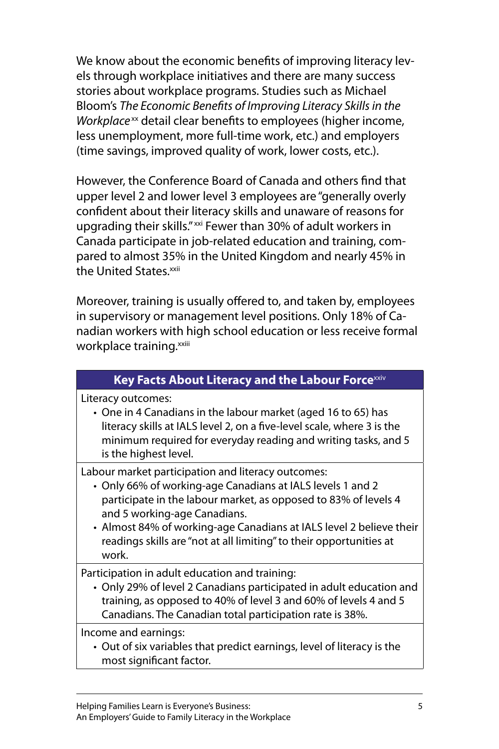We know about the economic benefits of improving literacy levels through workplace initiatives and there are many success stories about workplace programs. Studies such as Michael Bloom's *The Economic Benefits of Improving Literacy Skills in the Workplace*[xx] detail clear benefits to employees (higher income, less unemployment, more full-time work, etc.) and employers (time savings, improved quality of work, lower costs, etc.).

However, the Conference Board of Canada and others find that upper level 2 and lower level 3 employees are "generally overly confident about their literacy skills and unaware of reasons for upgrading their skills."[xxi] Fewer than 30% of adult workers in Canada participate in job-related education and training, compared to almost 35% in the United Kingdom and nearly 45% in the United States.[xxii]

Moreover, training is usually offered to, and taken by, employees in supervisory or management level positions. Only 18% of Canadian workers with high school education or less receive formal workplace training.[xxiii]

| **Key Facts About Literacy and the Labour Force**[xxiv] |
|---|
| Literacy outcomes:<br>• One in 4 Canadians in the labour market (aged 16 to 65) has literacy skills at IALS level 2, on a five-level scale, where 3 is the minimum required for everyday reading and writing tasks, and 5 is the highest level. |
| Labour market participation and literacy outcomes:<br>• Only 66% of working-age Canadians at IALS levels 1 and 2 participate in the labour market, as opposed to 83% of levels 4 and 5 working-age Canadians.<br>• Almost 84% of working-age Canadians at IALS level 2 believe their readings skills are "not at all limiting" to their opportunities at work. |
| Participation in adult education and training:<br>• Only 29% of level 2 Canadians participated in adult education and training, as opposed to 40% of level 3 and 60% of levels 4 and 5 Canadians. The Canadian total participation rate is 38%. |
| Income and earnings:<br>• Out of six variables that predict earnings, level of literacy is the most significant factor. |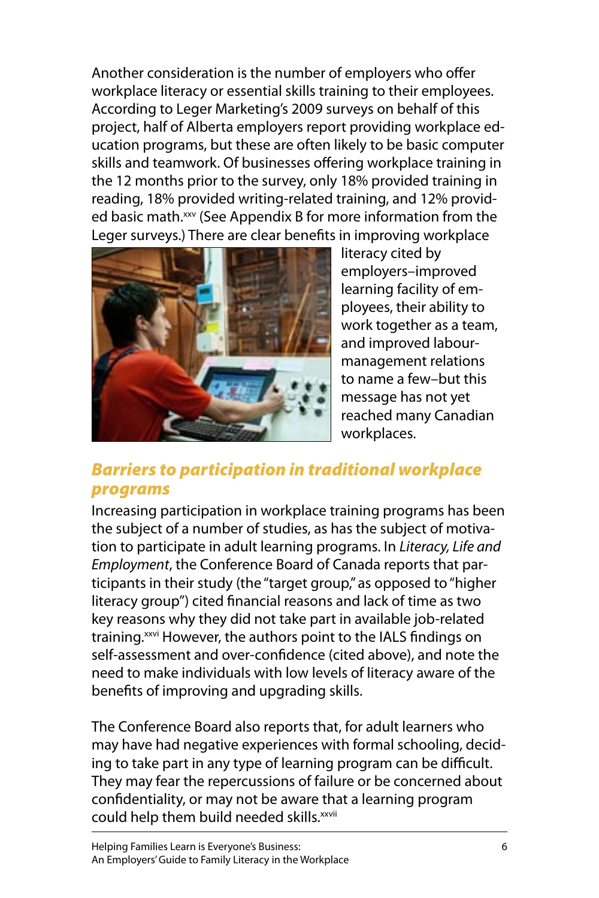Another consideration is the number of employers who offer workplace literacy or essential skills training to their employees. According to Leger Marketing's 2009 surveys on behalf of this project, half of Alberta employers report providing workplace education programs, but these are often likely to be basic computer skills and teamwork. Of businesses offering workplace training in the 12 months prior to the survey, only 18% provided training in reading, 18% provided writing-related training, and 12% provided basic math.[xxv] (See Appendix B for more information from the Leger surveys.) There are clear benefits in improving workplace literacy cited by employers–improved learning facility of employees, their ability to work together as a team, and improved labour-management relations to name a few–but this message has not yet reached many Canadian workplaces.

## *Barriers to participation in traditional workplace programs*

Increasing participation in workplace training programs has been the subject of a number of studies, as has the subject of motivation to participate in adult learning programs. In *Literacy, Life and Employment*, the Conference Board of Canada reports that participants in their study (the "target group," as opposed to "higher literacy group") cited financial reasons and lack of time as two key reasons why they did not take part in available job-related training.[xxvi] However, the authors point to the IALS findings on self-assessment and over-confidence (cited above), and note the need to make individuals with low levels of literacy aware of the benefits of improving and upgrading skills.

The Conference Board also reports that, for adult learners who may have had negative experiences with formal schooling, deciding to take part in any type of learning program can be difficult. They may fear the repercussions of failure or be concerned about confidentiality, or may not be aware that a learning program could help them build needed skills.[xxvii]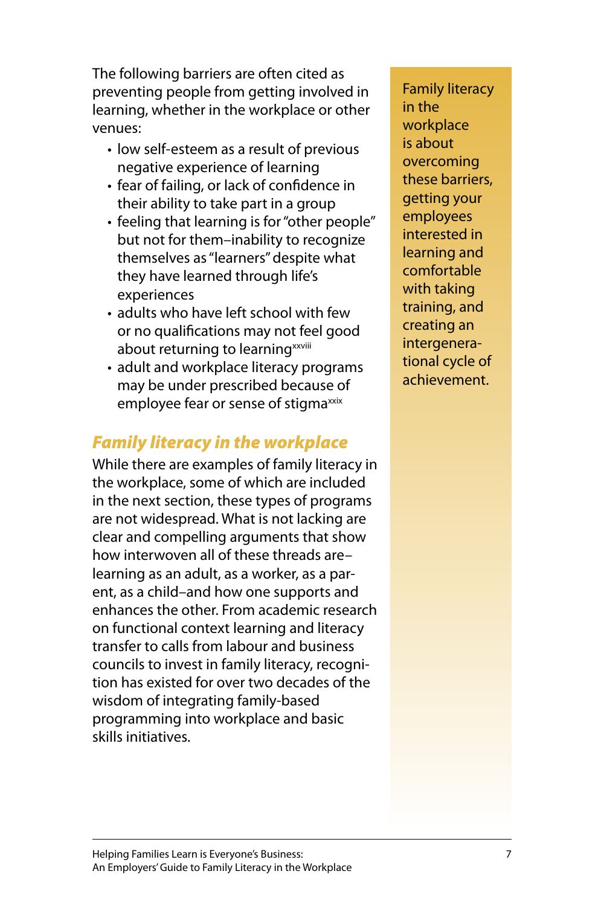The following barriers are often cited as preventing people from getting involved in learning, whether in the workplace or other venues:

- low self-esteem as a result of previous negative experience of learning
- fear of failing, or lack of confidence in their ability to take part in a group
- feeling that learning is for "other people" but not for them–inability to recognize themselves as "learners" despite what they have learned through life's experiences
- adults who have left school with few or no qualifications may not feel good about returning to learning[xxviii]
- adult and workplace literacy programs may be under prescribed because of employee fear or sense of stigma[xxix]

Family literacy in the workplace is about overcoming these barriers, getting your employees interested in learning and comfortable with taking training, and creating an intergenerational cycle of achievement.

## *Family literacy in the workplace*

While there are examples of family literacy in the workplace, some of which are included in the next section, these types of programs are not widespread. What is not lacking are clear and compelling arguments that show how interwoven all of these threads are–learning as an adult, as a worker, as a parent, as a child–and how one supports and enhances the other. From academic research on functional context learning and literacy transfer to calls from labour and business councils to invest in family literacy, recognition has existed for over two decades of the wisdom of integrating family-based programming into workplace and basic skills initiatives.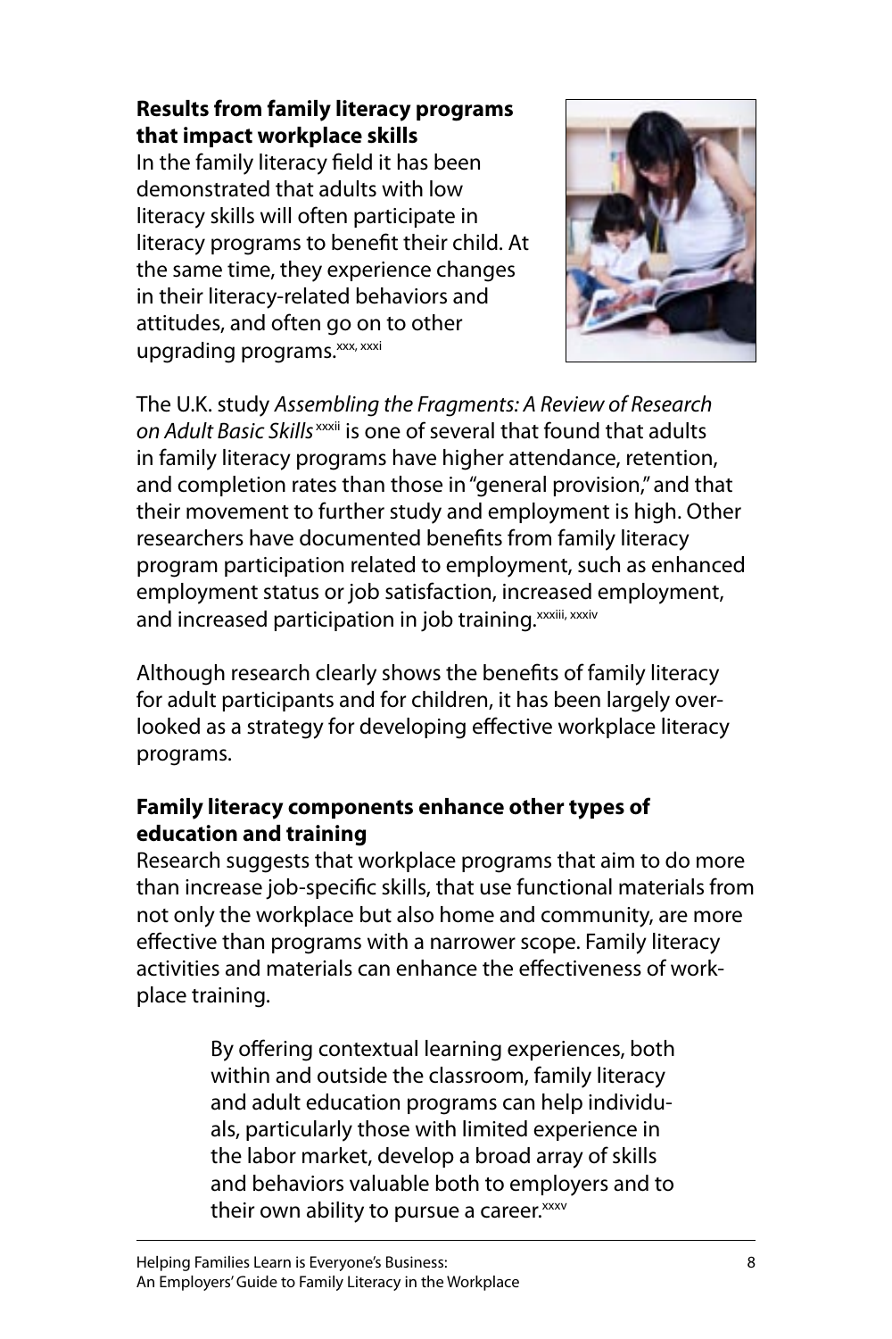**Results from family literacy programs that impact workplace skills**

In the family literacy field it has been demonstrated that adults with low literacy skills will often participate in literacy programs to benefit their child. At the same time, they experience changes in their literacy-related behaviors and attitudes, and often go on to other upgrading programs.[xxx, xxxi]

The U.K. study *Assembling the Fragments: A Review of Research on Adult Basic Skills*[xxxii] is one of several that found that adults in family literacy programs have higher attendance, retention, and completion rates than those in "general provision," and that their movement to further study and employment is high. Other researchers have documented benefits from family literacy program participation related to employment, such as enhanced employment status or job satisfaction, increased employment, and increased participation in job training.[xxxiii, xxxiv]

Although research clearly shows the benefits of family literacy for adult participants and for children, it has been largely overlooked as a strategy for developing effective workplace literacy programs.

**Family literacy components enhance other types of education and training**

Research suggests that workplace programs that aim to do more than increase job-specific skills, that use functional materials from not only the workplace but also home and community, are more effective than programs with a narrower scope. Family literacy activities and materials can enhance the effectiveness of workplace training.

> By offering contextual learning experiences, both within and outside the classroom, family literacy and adult education programs can help individuals, particularly those with limited experience in the labor market, develop a broad array of skills and behaviors valuable both to employers and to their own ability to pursue a career.[xxxv]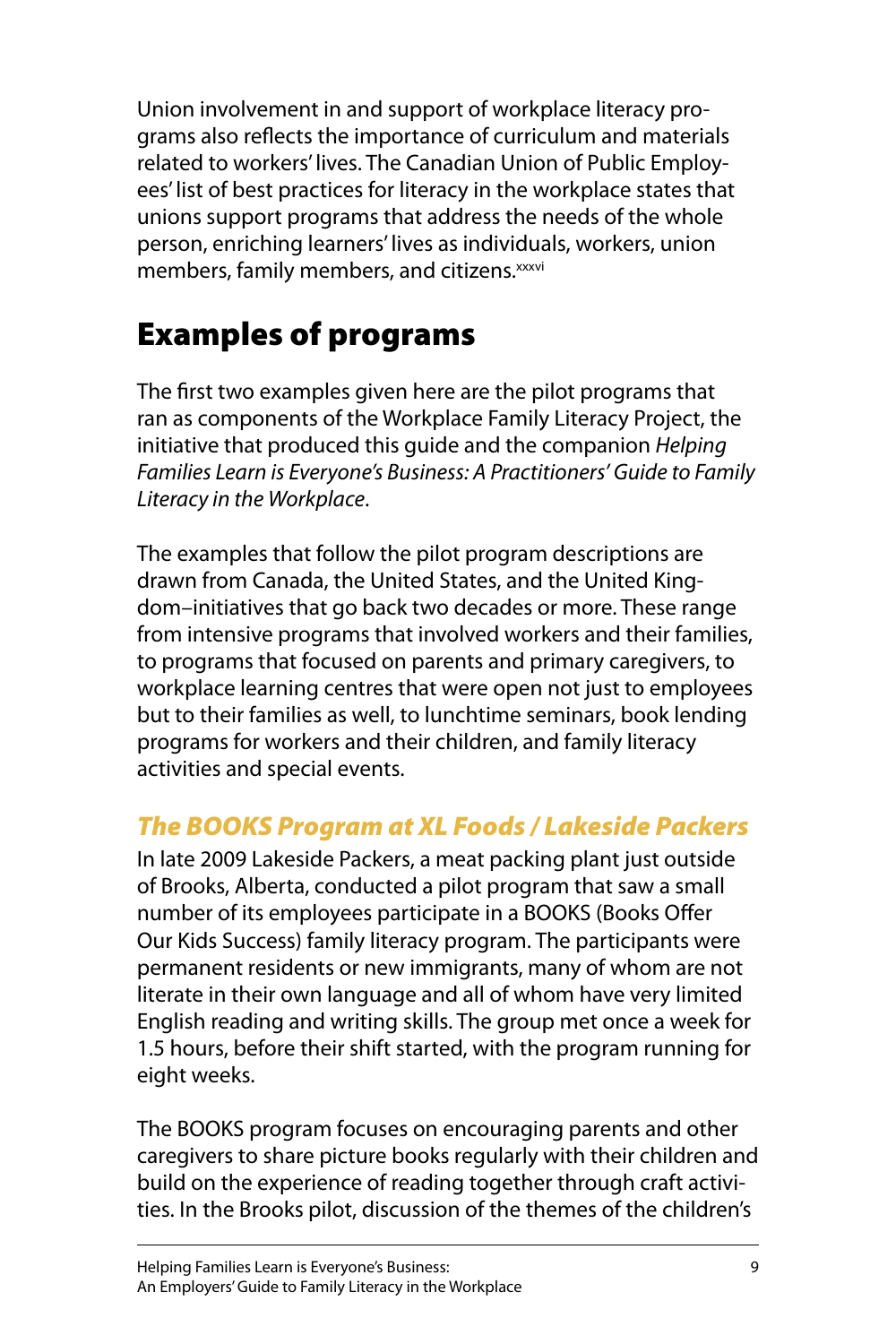Union involvement in and support of workplace literacy programs also reflects the importance of curriculum and materials related to workers' lives. The Canadian Union of Public Employees' list of best practices for literacy in the workplace states that unions support programs that address the needs of the whole person, enriching learners' lives as individuals, workers, union members, family members, and citizens.[xxxvi]

## Examples of programs

The first two examples given here are the pilot programs that ran as components of the Workplace Family Literacy Project, the initiative that produced this guide and the companion *Helping Families Learn is Everyone's Business: A Practitioners' Guide to Family Literacy in the Workplace*.

The examples that follow the pilot program descriptions are drawn from Canada, the United States, and the United Kingdom–initiatives that go back two decades or more. These range from intensive programs that involved workers and their families, to programs that focused on parents and primary caregivers, to workplace learning centres that were open not just to employees but to their families as well, to lunchtime seminars, book lending programs for workers and their children, and family literacy activities and special events.

### *The BOOKS Program at XL Foods / Lakeside Packers*

In late 2009 Lakeside Packers, a meat packing plant just outside of Brooks, Alberta, conducted a pilot program that saw a small number of its employees participate in a BOOKS (Books Offer Our Kids Success) family literacy program. The participants were permanent residents or new immigrants, many of whom are not literate in their own language and all of whom have very limited English reading and writing skills. The group met once a week for 1.5 hours, before their shift started, with the program running for eight weeks.

The BOOKS program focuses on encouraging parents and other caregivers to share picture books regularly with their children and build on the experience of reading together through craft activities. In the Brooks pilot, discussion of the themes of the children's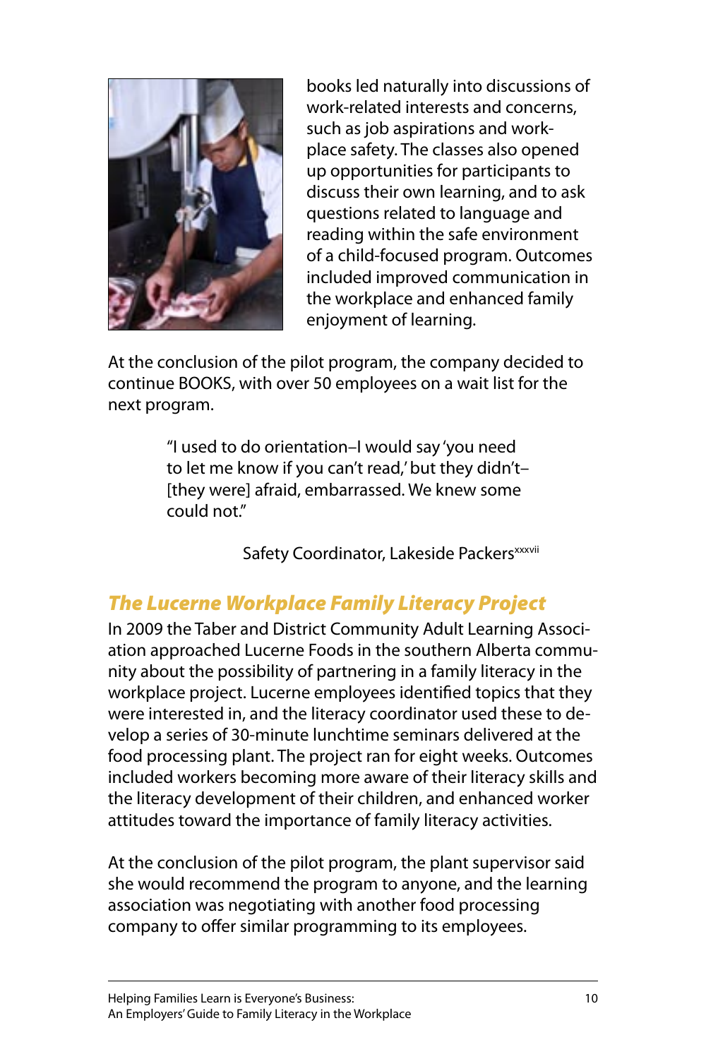books led naturally into discussions of work-related interests and concerns, such as job aspirations and workplace safety. The classes also opened up opportunities for participants to discuss their own learning, and to ask questions related to language and reading within the safe environment of a child-focused program. Outcomes included improved communication in the workplace and enhanced family enjoyment of learning.

At the conclusion of the pilot program, the company decided to continue BOOKS, with over 50 employees on a wait list for the next program.

> "I used to do orientation–I would say 'you need to let me know if you can't read,' but they didn't–[they were] afraid, embarrassed. We knew some could not."
>
> Safety Coordinator, Lakeside Packers[xxxvii]

## *The Lucerne Workplace Family Literacy Project*

In 2009 the Taber and District Community Adult Learning Association approached Lucerne Foods in the southern Alberta community about the possibility of partnering in a family literacy in the workplace project. Lucerne employees identified topics that they were interested in, and the literacy coordinator used these to develop a series of 30-minute lunchtime seminars delivered at the food processing plant. The project ran for eight weeks. Outcomes included workers becoming more aware of their literacy skills and the literacy development of their children, and enhanced worker attitudes toward the importance of family literacy activities.

At the conclusion of the pilot program, the plant supervisor said she would recommend the program to anyone, and the learning association was negotiating with another food processing company to offer similar programming to its employees.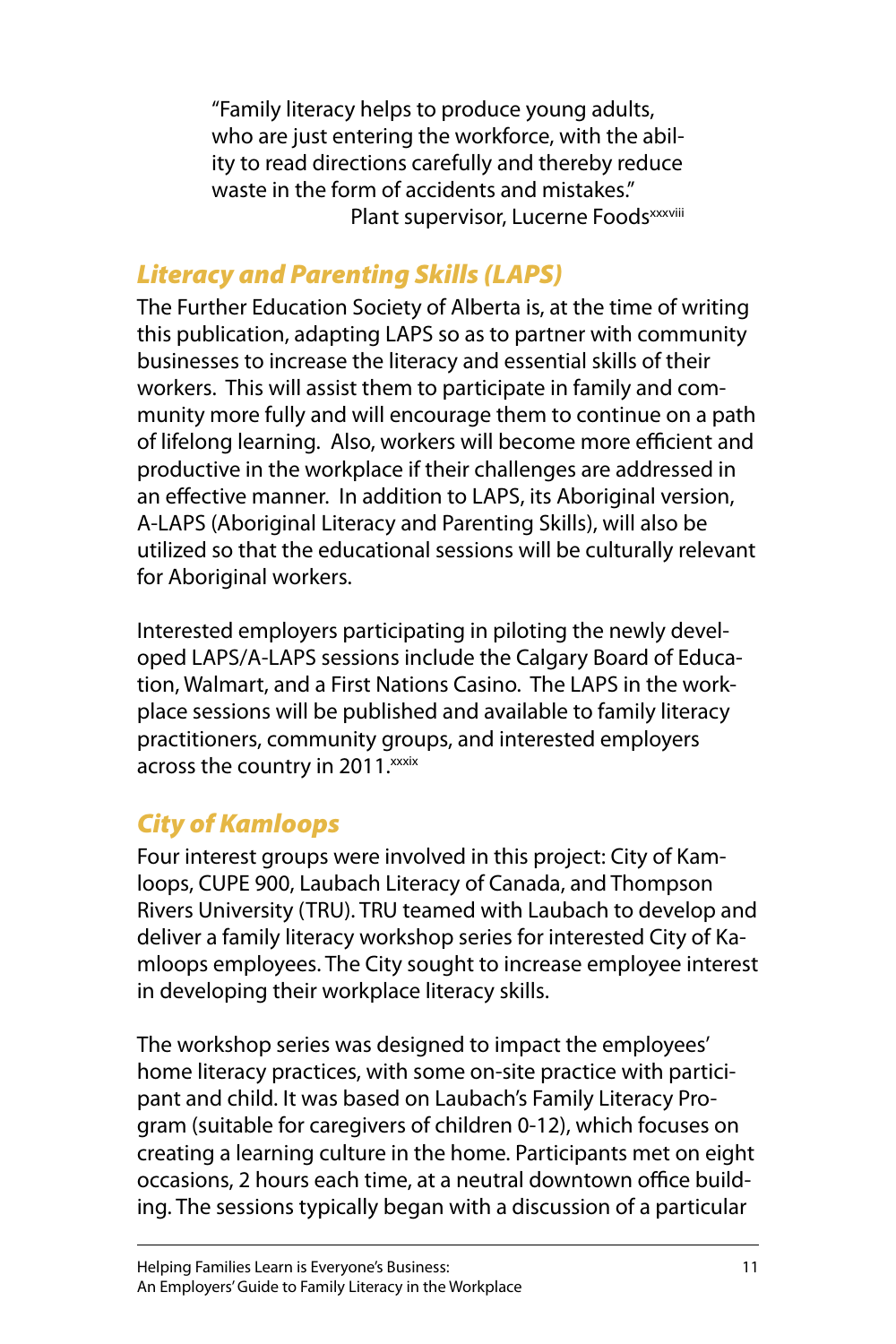> "Family literacy helps to produce young adults, who are just entering the workforce, with the ability to read directions carefully and thereby reduce waste in the form of accidents and mistakes."
>
> Plant supervisor, Lucerne Foods[xxxviii]

### *Literacy and Parenting Skills (LAPS)*

The Further Education Society of Alberta is, at the time of writing this publication, adapting LAPS so as to partner with community businesses to increase the literacy and essential skills of their workers. This will assist them to participate in family and community more fully and will encourage them to continue on a path of lifelong learning. Also, workers will become more efficient and productive in the workplace if their challenges are addressed in an effective manner. In addition to LAPS, its Aboriginal version, A-LAPS (Aboriginal Literacy and Parenting Skills), will also be utilized so that the educational sessions will be culturally relevant for Aboriginal workers.

Interested employers participating in piloting the newly developed LAPS/A-LAPS sessions include the Calgary Board of Education, Walmart, and a First Nations Casino. The LAPS in the workplace sessions will be published and available to family literacy practitioners, community groups, and interested employers across the country in 2011.[xxxix]

### *City of Kamloops*

Four interest groups were involved in this project: City of Kamloops, CUPE 900, Laubach Literacy of Canada, and Thompson Rivers University (TRU). TRU teamed with Laubach to develop and deliver a family literacy workshop series for interested City of Kamloops employees. The City sought to increase employee interest in developing their workplace literacy skills.

The workshop series was designed to impact the employees' home literacy practices, with some on-site practice with participant and child. It was based on Laubach's Family Literacy Program (suitable for caregivers of children 0-12), which focuses on creating a learning culture in the home. Participants met on eight occasions, 2 hours each time, at a neutral downtown office building. The sessions typically began with a discussion of a particular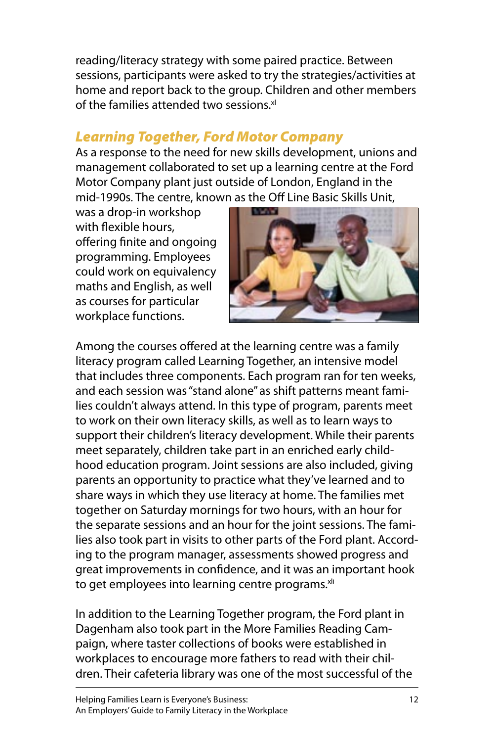reading/literacy strategy with some paired practice. Between sessions, participants were asked to try the strategies/activities at home and report back to the group. Children and other members of the families attended two sessions.[xl]

### *Learning Together, Ford Motor Company*

As a response to the need for new skills development, unions and management collaborated to set up a learning centre at the Ford Motor Company plant just outside of London, England in the mid-1990s. The centre, known as the Off Line Basic Skills Unit, was a drop-in workshop with flexible hours, offering finite and ongoing programming. Employees could work on equivalency maths and English, as well as courses for particular workplace functions.

Among the courses offered at the learning centre was a family literacy program called Learning Together, an intensive model that includes three components. Each program ran for ten weeks, and each session was "stand alone" as shift patterns meant families couldn't always attend. In this type of program, parents meet to work on their own literacy skills, as well as to learn ways to support their children's literacy development. While their parents meet separately, children take part in an enriched early childhood education program. Joint sessions are also included, giving parents an opportunity to practice what they've learned and to share ways in which they use literacy at home. The families met together on Saturday mornings for two hours, with an hour for the separate sessions and an hour for the joint sessions. The families also took part in visits to other parts of the Ford plant. According to the program manager, assessments showed progress and great improvements in confidence, and it was an important hook to get employees into learning centre programs.[xli]

In addition to the Learning Together program, the Ford plant in Dagenham also took part in the More Families Reading Campaign, where taster collections of books were established in workplaces to encourage more fathers to read with their children. Their cafeteria library was one of the most successful of the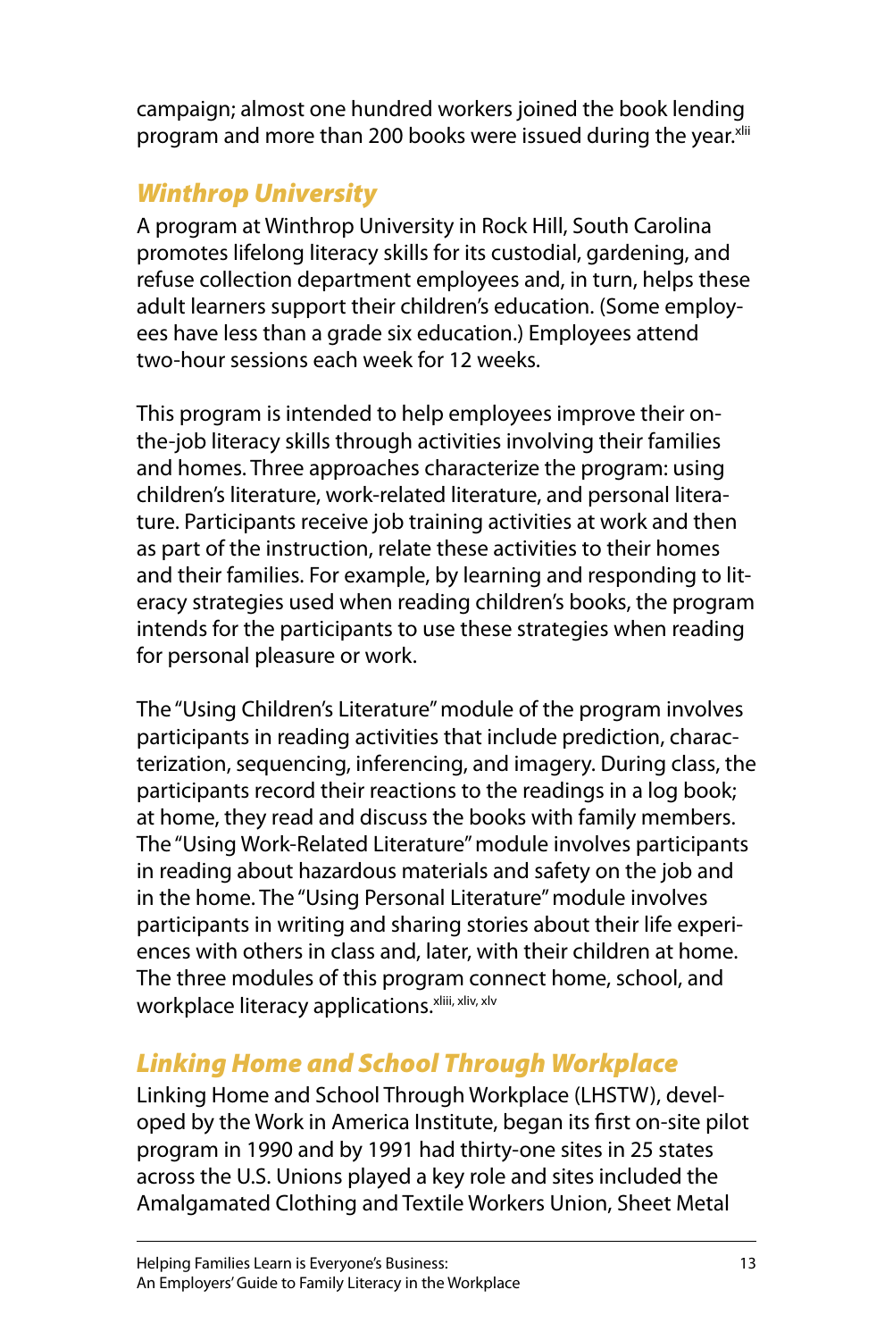campaign; almost one hundred workers joined the book lending program and more than 200 books were issued during the year.[xlii]

## *Winthrop University*

A program at Winthrop University in Rock Hill, South Carolina promotes lifelong literacy skills for its custodial, gardening, and refuse collection department employees and, in turn, helps these adult learners support their children's education. (Some employees have less than a grade six education.) Employees attend two-hour sessions each week for 12 weeks.

This program is intended to help employees improve their on-the-job literacy skills through activities involving their families and homes. Three approaches characterize the program: using children's literature, work-related literature, and personal literature. Participants receive job training activities at work and then as part of the instruction, relate these activities to their homes and their families. For example, by learning and responding to literacy strategies used when reading children's books, the program intends for the participants to use these strategies when reading for personal pleasure or work.

The "Using Children's Literature" module of the program involves participants in reading activities that include prediction, characterization, sequencing, inferencing, and imagery. During class, the participants record their reactions to the readings in a log book; at home, they read and discuss the books with family members. The "Using Work-Related Literature" module involves participants in reading about hazardous materials and safety on the job and in the home. The "Using Personal Literature" module involves participants in writing and sharing stories about their life experiences with others in class and, later, with their children at home. The three modules of this program connect home, school, and workplace literacy applications.[xliii, xliv, xlv]

## *Linking Home and School Through Workplace*

Linking Home and School Through Workplace (LHSTW), developed by the Work in America Institute, began its first on-site pilot program in 1990 and by 1991 had thirty-one sites in 25 states across the U.S. Unions played a key role and sites included the Amalgamated Clothing and Textile Workers Union, Sheet Metal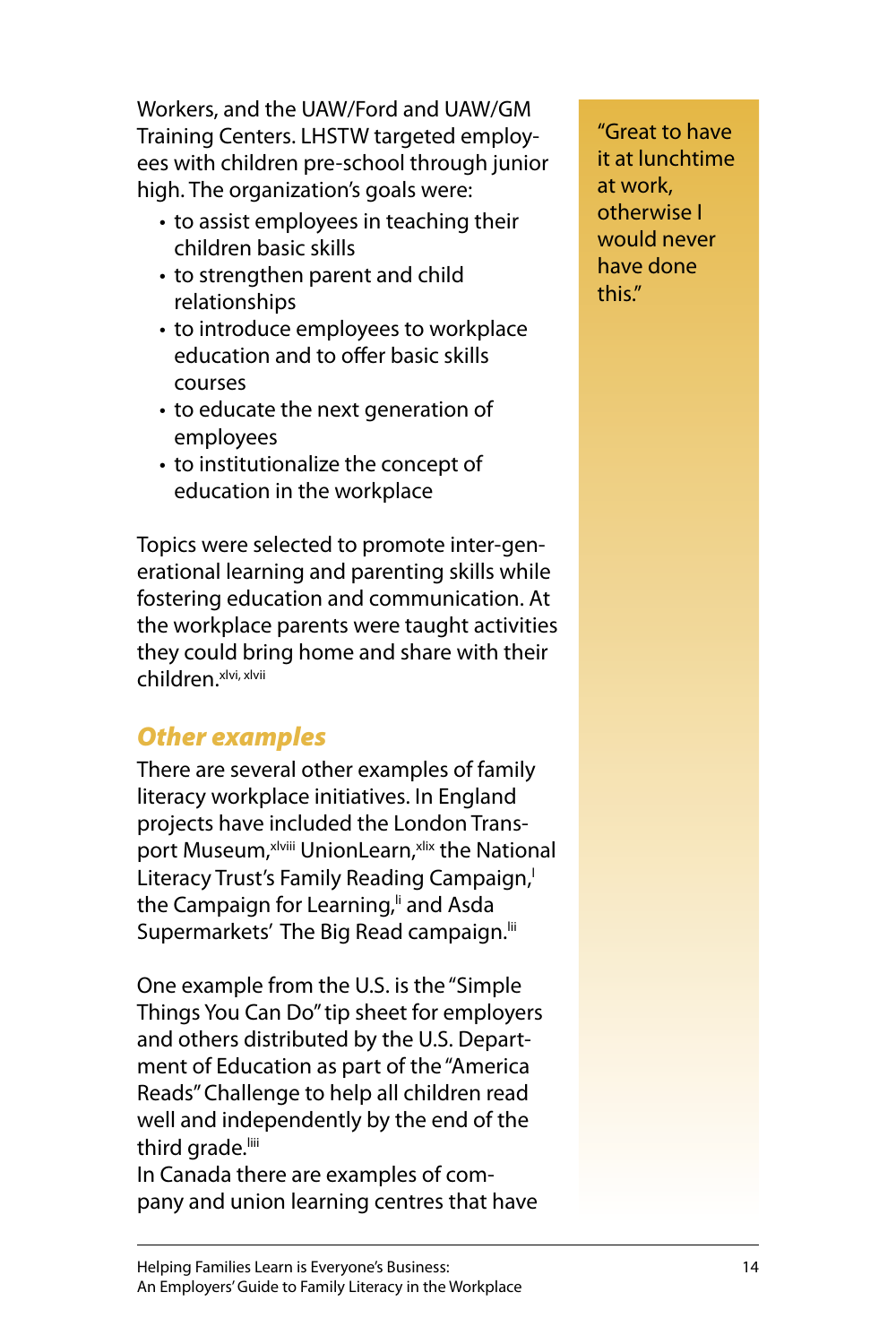Workers, and the UAW/Ford and UAW/GM Training Centers. LHSTW targeted employees with children pre-school through junior high. The organization's goals were:

- to assist employees in teaching their children basic skills
- to strengthen parent and child relationships
- to introduce employees to workplace education and to offer basic skills courses
- to educate the next generation of employees
- to institutionalize the concept of education in the workplace

Topics were selected to promote inter-generational learning and parenting skills while fostering education and communication. At the workplace parents were taught activities they could bring home and share with their children.[xlvi, xlvii]

> "Great to have it at lunchtime at work, otherwise I would never have done this."

## *Other examples*

There are several other examples of family literacy workplace initiatives. In England projects have included the London Transport Museum,[xlviii] UnionLearn,[xlix] the National Literacy Trust's Family Reading Campaign,[l] the Campaign for Learning,[li] and Asda Supermarkets' The Big Read campaign.[lii]

One example from the U.S. is the "Simple Things You Can Do" tip sheet for employers and others distributed by the U.S. Department of Education as part of the "America Reads" Challenge to help all children read well and independently by the end of the third grade.[liii]

In Canada there are examples of company and union learning centres that have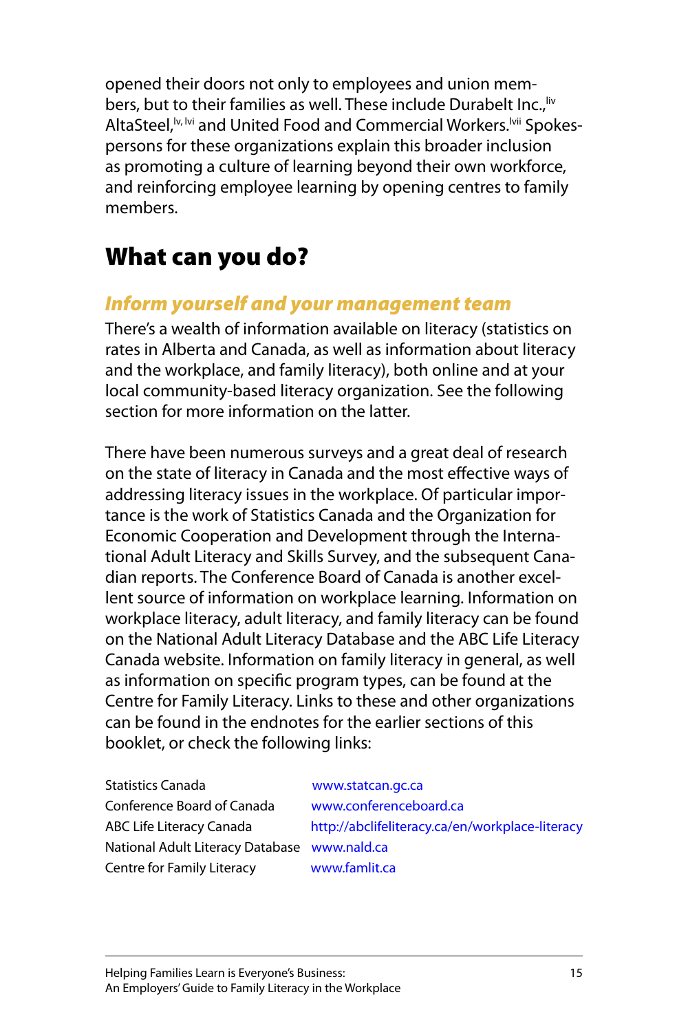opened their doors not only to employees and union members, but to their families as well. These include Durabelt Inc.,[liv] AltaSteel,[lv, lvi] and United Food and Commercial Workers.[lvii] Spokespersons for these organizations explain this broader inclusion as promoting a culture of learning beyond their own workforce, and reinforcing employee learning by opening centres to family members.

## What can you do?

### *Inform yourself and your management team*

There's a wealth of information available on literacy (statistics on rates in Alberta and Canada, as well as information about literacy and the workplace, and family literacy), both online and at your local community-based literacy organization. See the following section for more information on the latter.

There have been numerous surveys and a great deal of research on the state of literacy in Canada and the most effective ways of addressing literacy issues in the workplace. Of particular importance is the work of Statistics Canada and the Organization for Economic Cooperation and Development through the International Adult Literacy and Skills Survey, and the subsequent Canadian reports. The Conference Board of Canada is another excellent source of information on workplace learning. Information on workplace literacy, adult literacy, and family literacy can be found on the National Adult Literacy Database and the ABC Life Literacy Canada website. Information on family literacy in general, as well as information on specific program types, can be found at the Centre for Family Literacy. Links to these and other organizations can be found in the endnotes for the earlier sections of this booklet, or check the following links:

| | |
|---|---|
| Statistics Canada | www.statcan.gc.ca |
| Conference Board of Canada | www.conferenceboard.ca |
| ABC Life Literacy Canada | http://abclifeliteracy.ca/en/workplace-literacy |
| National Adult Literacy Database | www.nald.ca |
| Centre for Family Literacy | www.famlit.ca |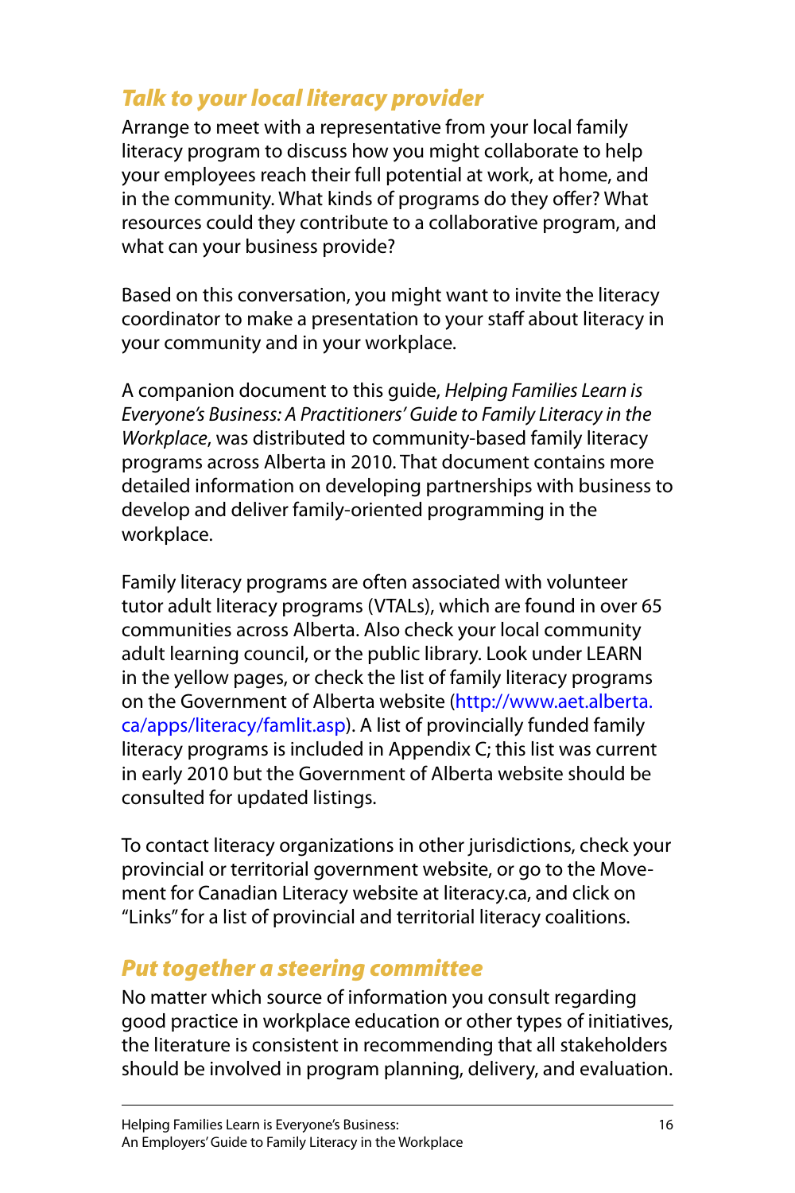## *Talk to your local literacy provider*

Arrange to meet with a representative from your local family literacy program to discuss how you might collaborate to help your employees reach their full potential at work, at home, and in the community. What kinds of programs do they offer? What resources could they contribute to a collaborative program, and what can your business provide?

Based on this conversation, you might want to invite the literacy coordinator to make a presentation to your staff about literacy in your community and in your workplace.

A companion document to this guide, *Helping Families Learn is Everyone's Business: A Practitioners' Guide to Family Literacy in the Workplace*, was distributed to community-based family literacy programs across Alberta in 2010. That document contains more detailed information on developing partnerships with business to develop and deliver family-oriented programming in the workplace.

Family literacy programs are often associated with volunteer tutor adult literacy programs (VTALs), which are found in over 65 communities across Alberta. Also check your local community adult learning council, or the public library. Look under LEARN in the yellow pages, or check the list of family literacy programs on the Government of Alberta website (http://www.aet.alberta.ca/apps/literacy/famlit.asp). A list of provincially funded family literacy programs is included in Appendix C; this list was current in early 2010 but the Government of Alberta website should be consulted for updated listings.

To contact literacy organizations in other jurisdictions, check your provincial or territorial government website, or go to the Movement for Canadian Literacy website at literacy.ca, and click on "Links" for a list of provincial and territorial literacy coalitions.

## *Put together a steering committee*

No matter which source of information you consult regarding good practice in workplace education or other types of initiatives, the literature is consistent in recommending that all stakeholders should be involved in program planning, delivery, and evaluation.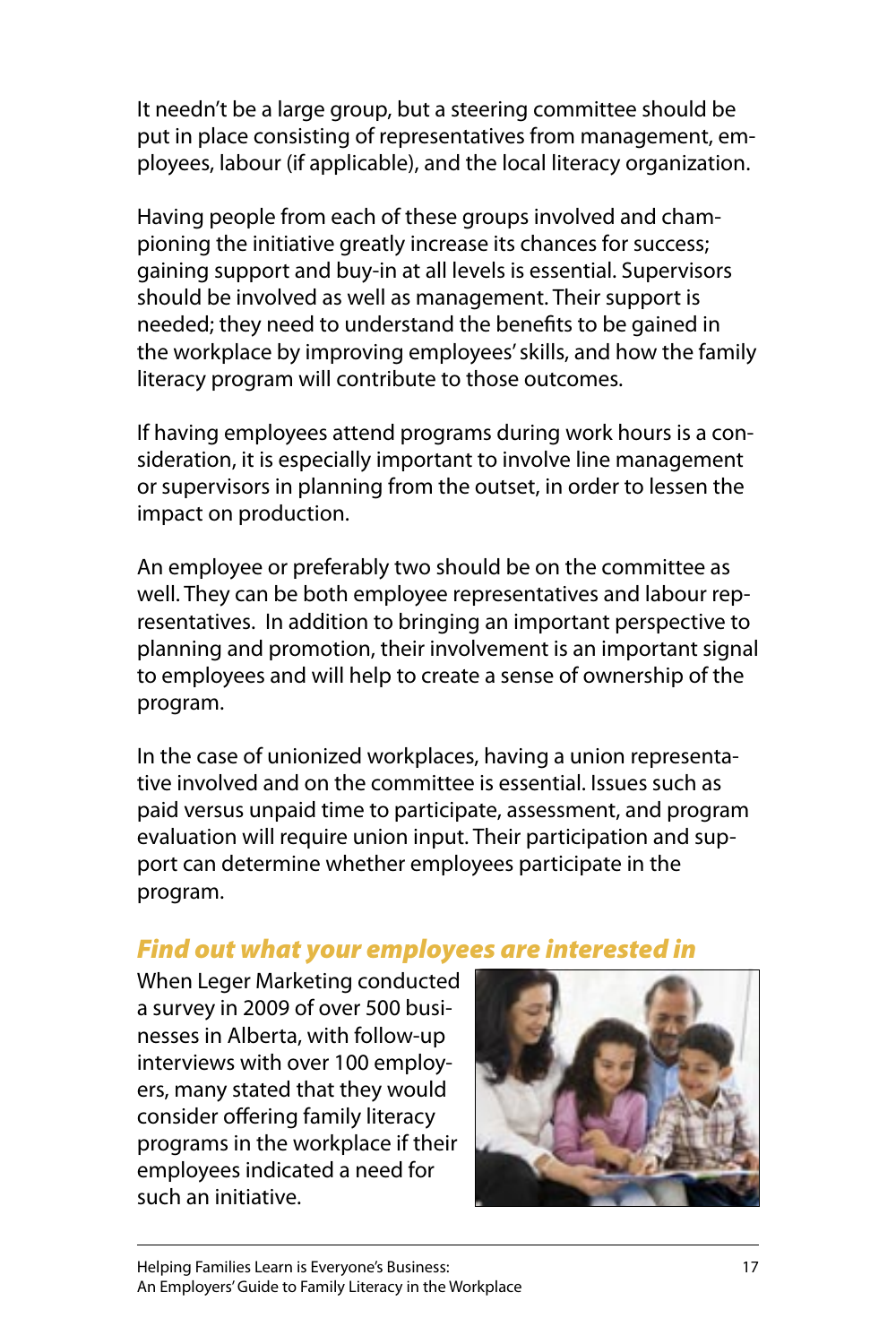It needn't be a large group, but a steering committee should be put in place consisting of representatives from management, employees, labour (if applicable), and the local literacy organization.

Having people from each of these groups involved and championing the initiative greatly increase its chances for success; gaining support and buy-in at all levels is essential. Supervisors should be involved as well as management. Their support is needed; they need to understand the benefits to be gained in the workplace by improving employees' skills, and how the family literacy program will contribute to those outcomes.

If having employees attend programs during work hours is a consideration, it is especially important to involve line management or supervisors in planning from the outset, in order to lessen the impact on production.

An employee or preferably two should be on the committee as well. They can be both employee representatives and labour representatives. In addition to bringing an important perspective to planning and promotion, their involvement is an important signal to employees and will help to create a sense of ownership of the program.

In the case of unionized workplaces, having a union representative involved and on the committee is essential. Issues such as paid versus unpaid time to participate, assessment, and program evaluation will require union input. Their participation and support can determine whether employees participate in the program.

## *Find out what your employees are interested in*

When Leger Marketing conducted a survey in 2009 of over 500 businesses in Alberta, with follow-up interviews with over 100 employers, many stated that they would consider offering family literacy programs in the workplace if their employees indicated a need for such an initiative.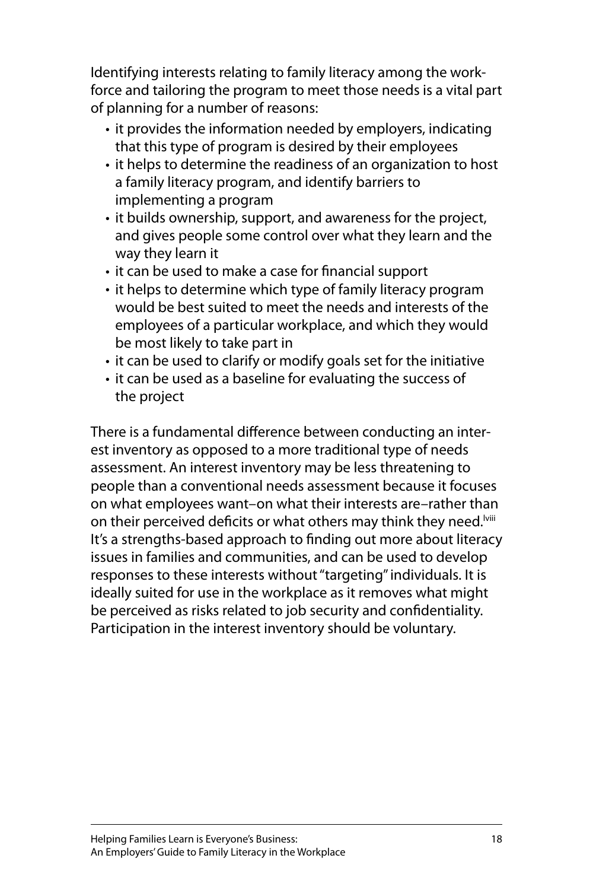Identifying interests relating to family literacy among the workforce and tailoring the program to meet those needs is a vital part of planning for a number of reasons:

- it provides the information needed by employers, indicating that this type of program is desired by their employees
- it helps to determine the readiness of an organization to host a family literacy program, and identify barriers to implementing a program
- it builds ownership, support, and awareness for the project, and gives people some control over what they learn and the way they learn it
- it can be used to make a case for financial support
- it helps to determine which type of family literacy program would be best suited to meet the needs and interests of the employees of a particular workplace, and which they would be most likely to take part in
- it can be used to clarify or modify goals set for the initiative
- it can be used as a baseline for evaluating the success of the project

There is a fundamental difference between conducting an interest inventory as opposed to a more traditional type of needs assessment. An interest inventory may be less threatening to people than a conventional needs assessment because it focuses on what employees want–on what their interests are–rather than on their perceived deficits or what others may think they need.[lviii] It's a strengths-based approach to finding out more about literacy issues in families and communities, and can be used to develop responses to these interests without "targeting" individuals. It is ideally suited for use in the workplace as it removes what might be perceived as risks related to job security and confidentiality. Participation in the interest inventory should be voluntary.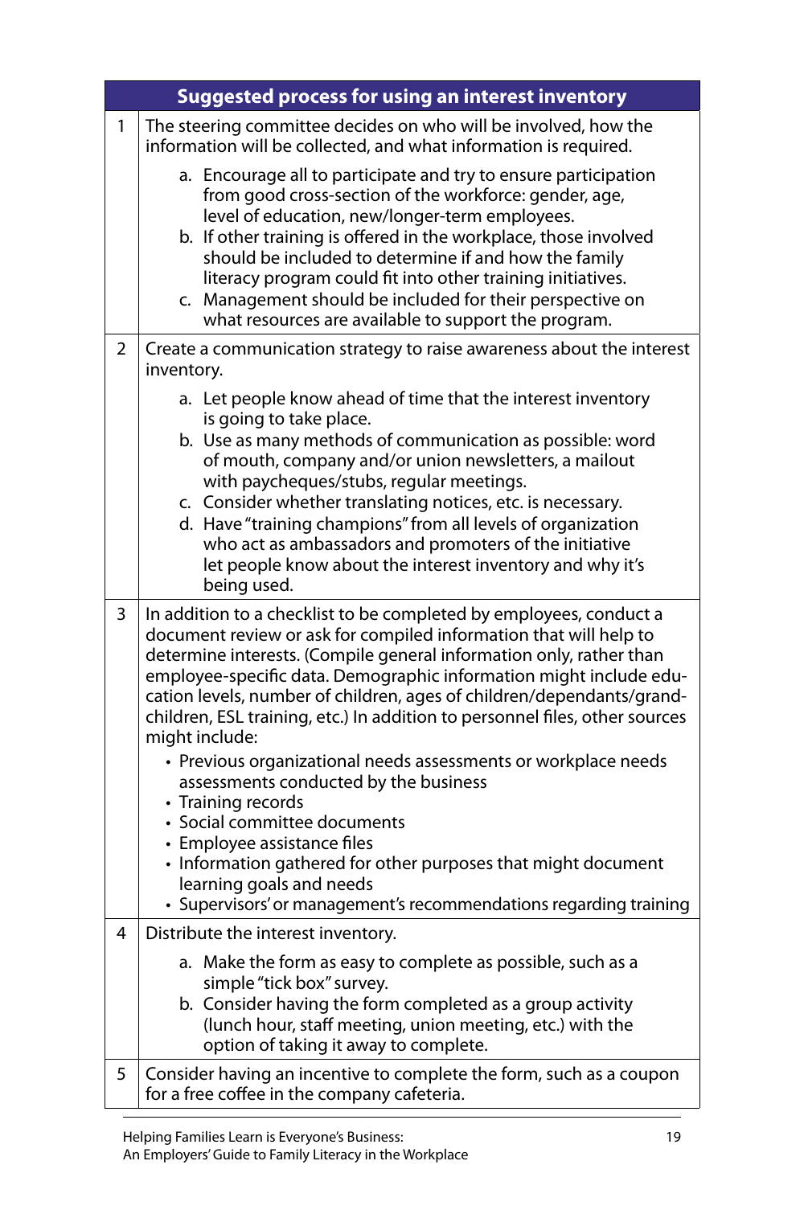| Suggested process for using an interest inventory | |
|---|---|
| 1 | The steering committee decides on who will be involved, how the information will be collected, and what information is required.<br><br>a. Encourage all to participate and try to ensure participation from good cross-section of the workforce: gender, age, level of education, new/longer-term employees.<br>b. If other training is offered in the workplace, those involved should be included to determine if and how the family literacy program could fit into other training initiatives.<br>c. Management should be included for their perspective on what resources are available to support the program. |
| 2 | Create a communication strategy to raise awareness about the interest inventory.<br><br>a. Let people know ahead of time that the interest inventory is going to take place.<br>b. Use as many methods of communication as possible: word of mouth, company and/or union newsletters, a mailout with paycheques/stubs, regular meetings.<br>c. Consider whether translating notices, etc. is necessary.<br>d. Have "training champions" from all levels of organization who act as ambassadors and promoters of the initiative let people know about the interest inventory and why it's being used. |
| 3 | In addition to a checklist to be completed by employees, conduct a document review or ask for compiled information that will help to determine interests. (Compile general information only, rather than employee-specific data. Demographic information might include education levels, number of children, ages of children/dependants/grandchildren, ESL training, etc.) In addition to personnel files, other sources might include:<br><br>• Previous organizational needs assessments or workplace needs assessments conducted by the business<br>• Training records<br>• Social committee documents<br>• Employee assistance files<br>• Information gathered for other purposes that might document learning goals and needs<br>• Supervisors' or management's recommendations regarding training |
| 4 | Distribute the interest inventory.<br><br>a. Make the form as easy to complete as possible, such as a simple "tick box" survey.<br>b. Consider having the form completed as a group activity (lunch hour, staff meeting, union meeting, etc.) with the option of taking it away to complete. |
| 5 | Consider having an incentive to complete the form, such as a coupon for a free coffee in the company cafeteria. |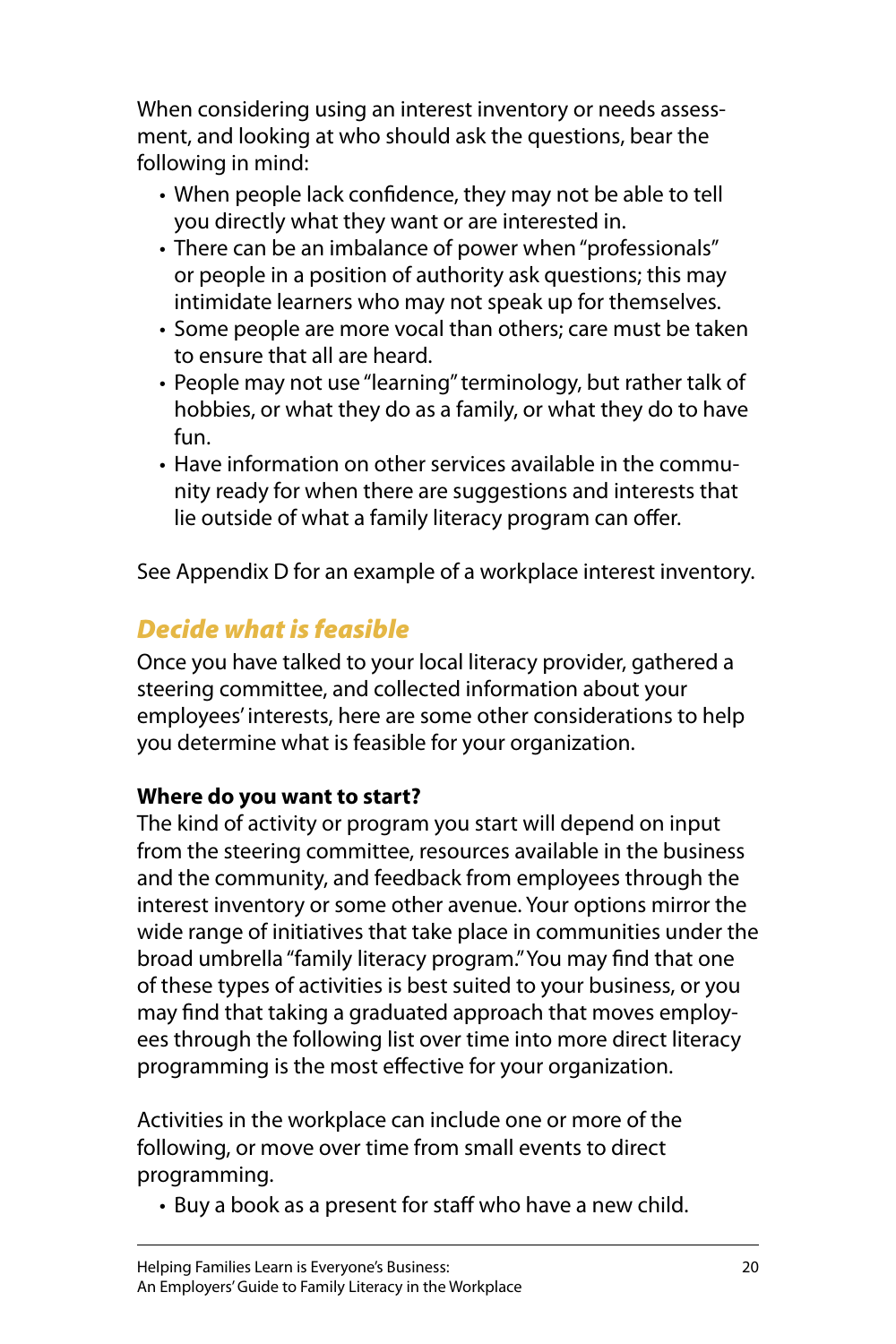When considering using an interest inventory or needs assessment, and looking at who should ask the questions, bear the following in mind:

- When people lack confidence, they may not be able to tell you directly what they want or are interested in.
- There can be an imbalance of power when "professionals" or people in a position of authority ask questions; this may intimidate learners who may not speak up for themselves.
- Some people are more vocal than others; care must be taken to ensure that all are heard.
- People may not use "learning" terminology, but rather talk of hobbies, or what they do as a family, or what they do to have fun.
- Have information on other services available in the community ready for when there are suggestions and interests that lie outside of what a family literacy program can offer.

See Appendix D for an example of a workplace interest inventory.

## *Decide what is feasible*

Once you have talked to your local literacy provider, gathered a steering committee, and collected information about your employees' interests, here are some other considerations to help you determine what is feasible for your organization.

**Where do you want to start?**

The kind of activity or program you start will depend on input from the steering committee, resources available in the business and the community, and feedback from employees through the interest inventory or some other avenue. Your options mirror the wide range of initiatives that take place in communities under the broad umbrella "family literacy program." You may find that one of these types of activities is best suited to your business, or you may find that taking a graduated approach that moves employees through the following list over time into more direct literacy programming is the most effective for your organization.

Activities in the workplace can include one or more of the following, or move over time from small events to direct programming.

- Buy a book as a present for staff who have a new child.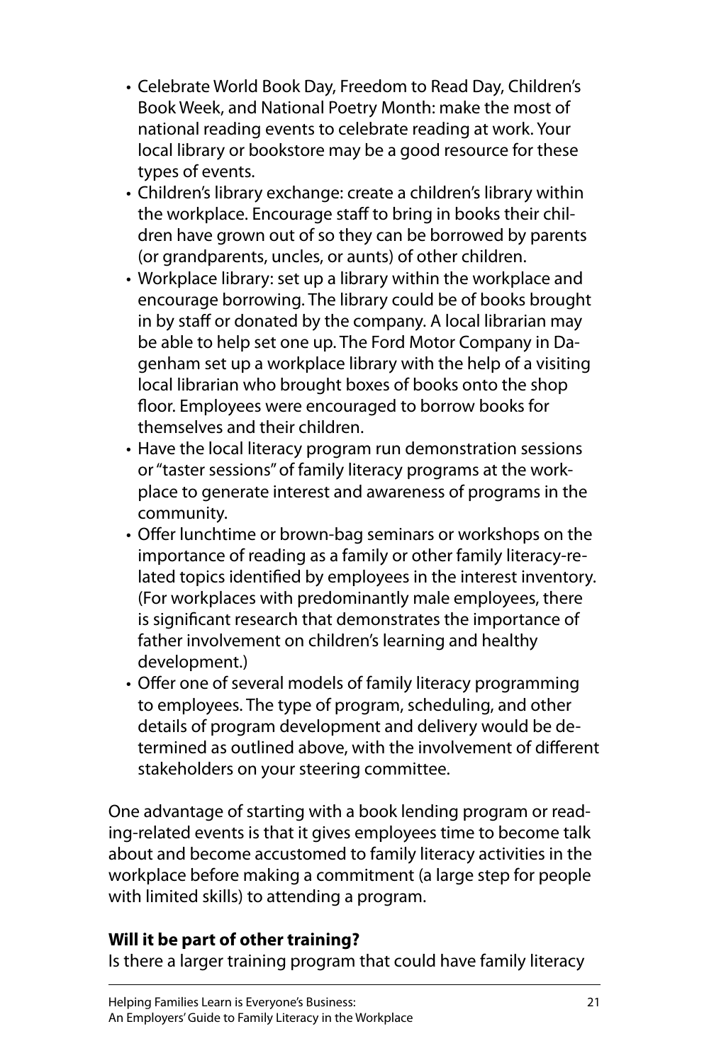- Celebrate World Book Day, Freedom to Read Day, Children's Book Week, and National Poetry Month: make the most of national reading events to celebrate reading at work. Your local library or bookstore may be a good resource for these types of events.
- Children's library exchange: create a children's library within the workplace. Encourage staff to bring in books their children have grown out of so they can be borrowed by parents (or grandparents, uncles, or aunts) of other children.
- Workplace library: set up a library within the workplace and encourage borrowing. The library could be of books brought in by staff or donated by the company. A local librarian may be able to help set one up. The Ford Motor Company in Dagenham set up a workplace library with the help of a visiting local librarian who brought boxes of books onto the shop floor. Employees were encouraged to borrow books for themselves and their children.
- Have the local literacy program run demonstration sessions or "taster sessions" of family literacy programs at the workplace to generate interest and awareness of programs in the community.
- Offer lunchtime or brown-bag seminars or workshops on the importance of reading as a family or other family literacy-related topics identified by employees in the interest inventory. (For workplaces with predominantly male employees, there is significant research that demonstrates the importance of father involvement on children's learning and healthy development.)
- Offer one of several models of family literacy programming to employees. The type of program, scheduling, and other details of program development and delivery would be determined as outlined above, with the involvement of different stakeholders on your steering committee.

One advantage of starting with a book lending program or reading-related events is that it gives employees time to become talk about and become accustomed to family literacy activities in the workplace before making a commitment (a large step for people with limited skills) to attending a program.

**Will it be part of other training?**

Is there a larger training program that could have family literacy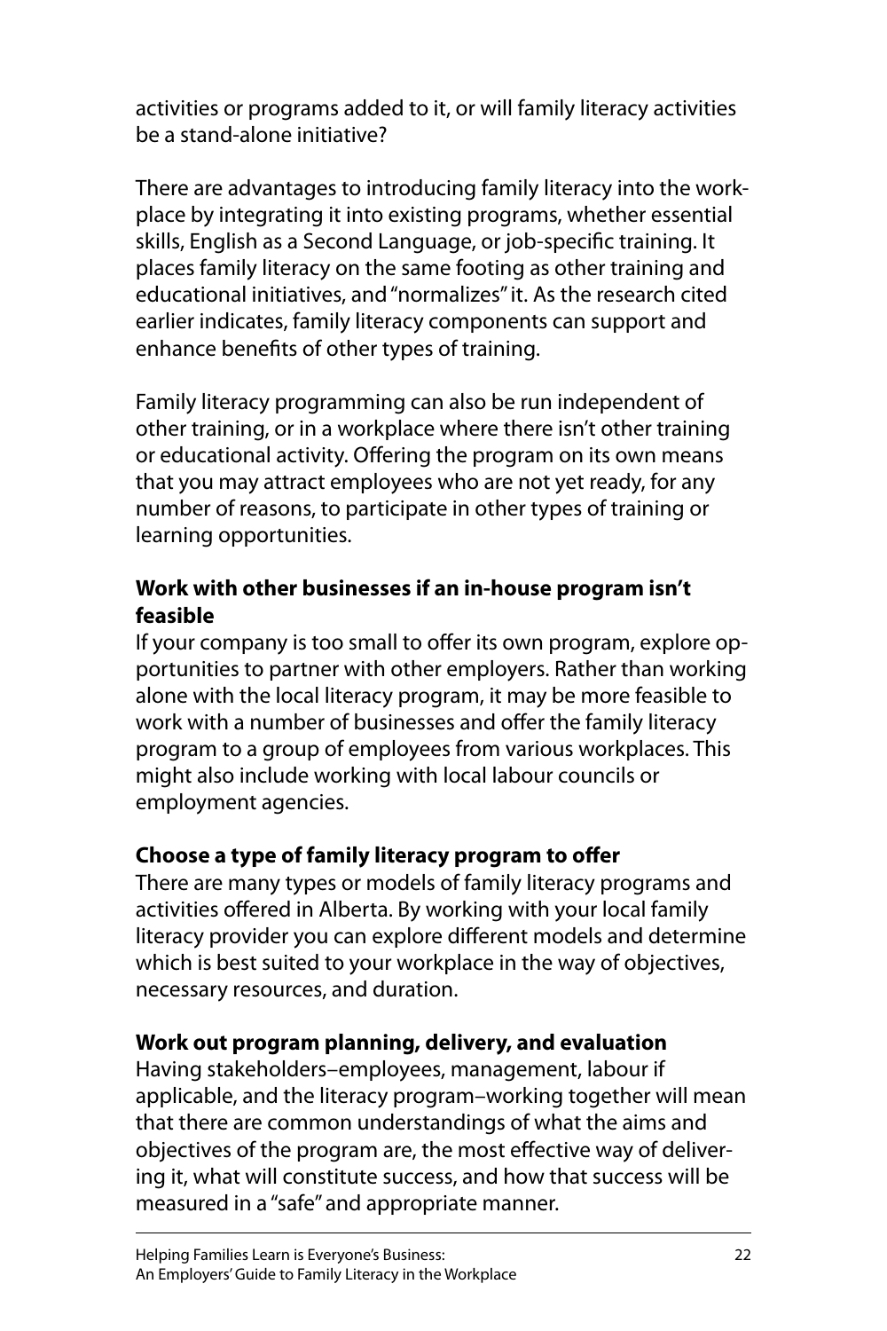activities or programs added to it, or will family literacy activities be a stand-alone initiative?

There are advantages to introducing family literacy into the workplace by integrating it into existing programs, whether essential skills, English as a Second Language, or job-specific training. It places family literacy on the same footing as other training and educational initiatives, and "normalizes" it. As the research cited earlier indicates, family literacy components can support and enhance benefits of other types of training.

Family literacy programming can also be run independent of other training, or in a workplace where there isn't other training or educational activity. Offering the program on its own means that you may attract employees who are not yet ready, for any number of reasons, to participate in other types of training or learning opportunities.

**Work with other businesses if an in-house program isn't feasible**

If your company is too small to offer its own program, explore opportunities to partner with other employers. Rather than working alone with the local literacy program, it may be more feasible to work with a number of businesses and offer the family literacy program to a group of employees from various workplaces. This might also include working with local labour councils or employment agencies.

**Choose a type of family literacy program to offer**

There are many types or models of family literacy programs and activities offered in Alberta. By working with your local family literacy provider you can explore different models and determine which is best suited to your workplace in the way of objectives, necessary resources, and duration.

**Work out program planning, delivery, and evaluation**

Having stakeholders–employees, management, labour if applicable, and the literacy program–working together will mean that there are common understandings of what the aims and objectives of the program are, the most effective way of delivering it, what will constitute success, and how that success will be measured in a "safe" and appropriate manner.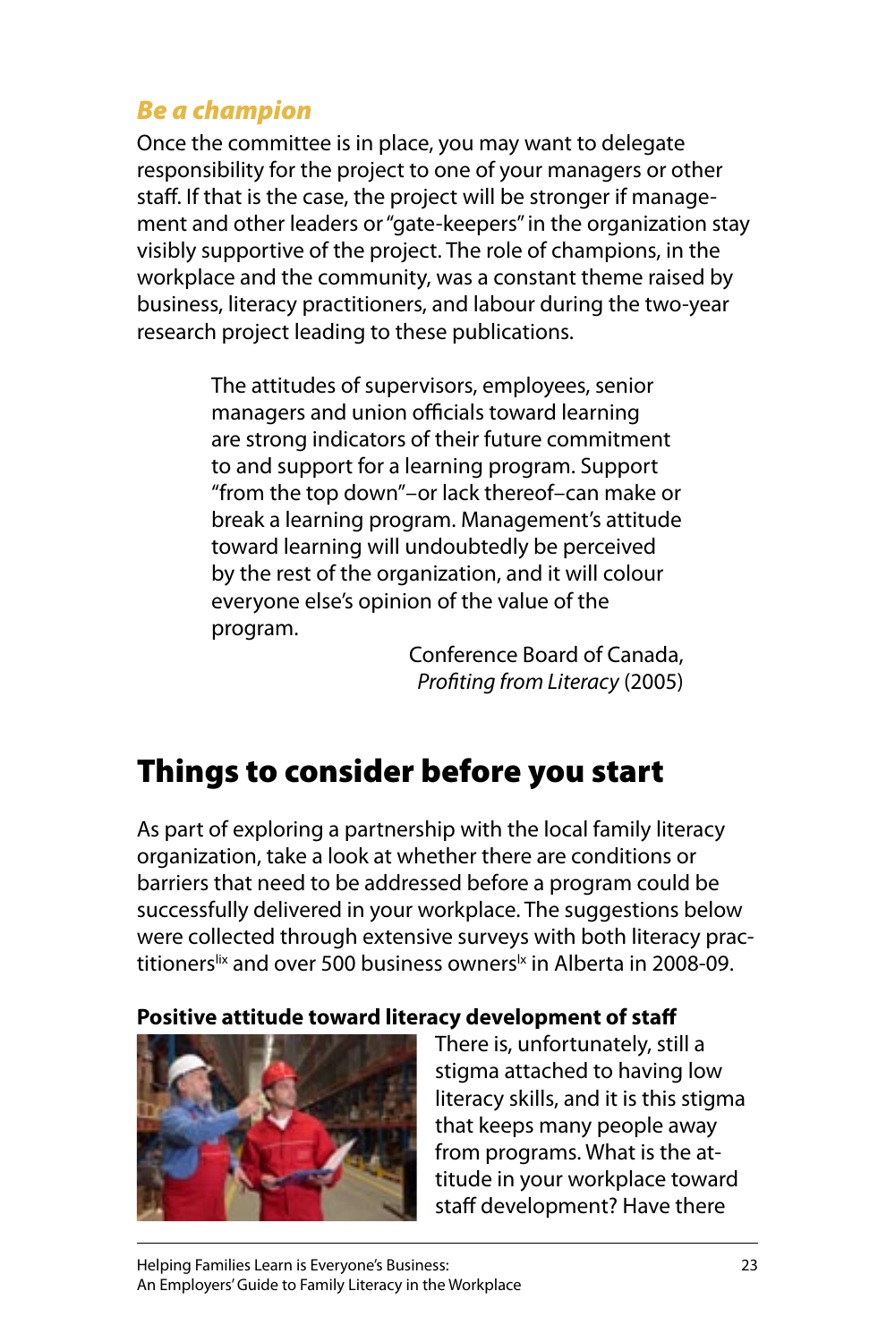### *Be a champion*

Once the committee is in place, you may want to delegate responsibility for the project to one of your managers or other staff. If that is the case, the project will be stronger if management and other leaders or "gate-keepers" in the organization stay visibly supportive of the project. The role of champions, in the workplace and the community, was a constant theme raised by business, literacy practitioners, and labour during the two-year research project leading to these publications.

> The attitudes of supervisors, employees, senior managers and union officials toward learning are strong indicators of their future commitment to and support for a learning program. Support "from the top down"–or lack thereof–can make or break a learning program. Management's attitude toward learning will undoubtedly be perceived by the rest of the organization, and it will colour everyone else's opinion of the value of the program.
>
> Conference Board of Canada, *Profiting from Literacy* (2005)

## Things to consider before you start

As part of exploring a partnership with the local family literacy organization, take a look at whether there are conditions or barriers that need to be addressed before a program could be successfully delivered in your workplace. The suggestions below were collected through extensive surveys with both literacy practitioners[lix] and over 500 business owners[lx] in Alberta in 2008-09.

**Positive attitude toward literacy development of staff**

There is, unfortunately, still a stigma attached to having low literacy skills, and it is this stigma that keeps many people away from programs. What is the attitude in your workplace toward staff development? Have there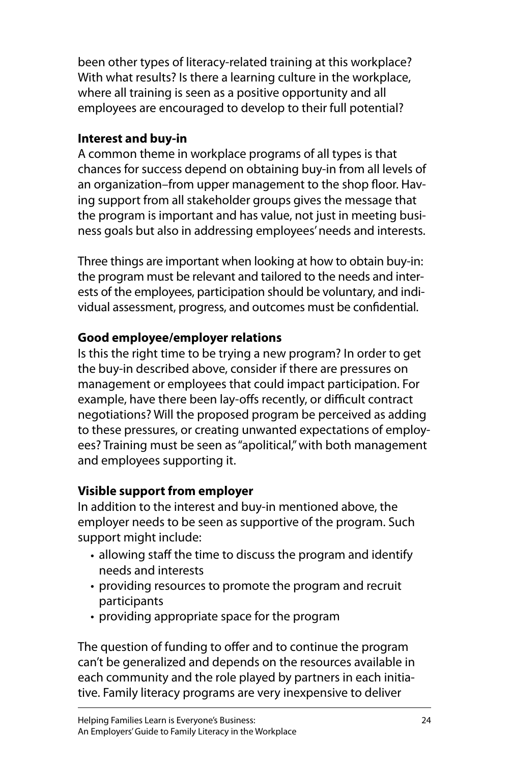been other types of literacy-related training at this workplace? With what results? Is there a learning culture in the workplace, where all training is seen as a positive opportunity and all employees are encouraged to develop to their full potential?

**Interest and buy-in**

A common theme in workplace programs of all types is that chances for success depend on obtaining buy-in from all levels of an organization–from upper management to the shop floor. Having support from all stakeholder groups gives the message that the program is important and has value, not just in meeting business goals but also in addressing employees' needs and interests.

Three things are important when looking at how to obtain buy-in: the program must be relevant and tailored to the needs and interests of the employees, participation should be voluntary, and individual assessment, progress, and outcomes must be confidential.

**Good employee/employer relations**

Is this the right time to be trying a new program? In order to get the buy-in described above, consider if there are pressures on management or employees that could impact participation. For example, have there been lay-offs recently, or difficult contract negotiations? Will the proposed program be perceived as adding to these pressures, or creating unwanted expectations of employees? Training must be seen as "apolitical," with both management and employees supporting it.

**Visible support from employer**

In addition to the interest and buy-in mentioned above, the employer needs to be seen as supportive of the program. Such support might include:

- allowing staff the time to discuss the program and identify needs and interests
- providing resources to promote the program and recruit participants
- providing appropriate space for the program

The question of funding to offer and to continue the program can't be generalized and depends on the resources available in each community and the role played by partners in each initiative. Family literacy programs are very inexpensive to deliver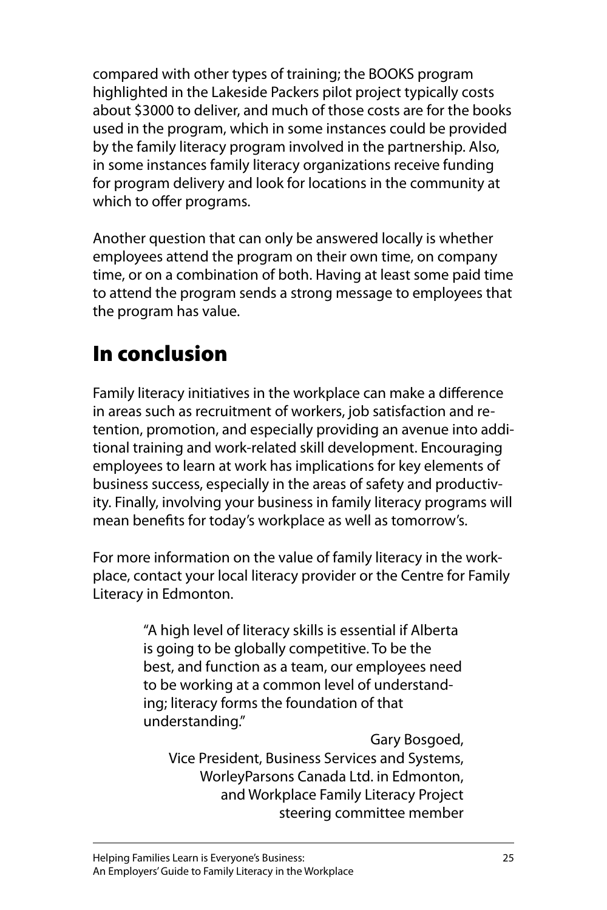compared with other types of training; the BOOKS program highlighted in the Lakeside Packers pilot project typically costs about $3000 to deliver, and much of those costs are for the books used in the program, which in some instances could be provided by the family literacy program involved in the partnership. Also, in some instances family literacy organizations receive funding for program delivery and look for locations in the community at which to offer programs.

Another question that can only be answered locally is whether employees attend the program on their own time, on company time, or on a combination of both. Having at least some paid time to attend the program sends a strong message to employees that the program has value.

## In conclusion

Family literacy initiatives in the workplace can make a difference in areas such as recruitment of workers, job satisfaction and retention, promotion, and especially providing an avenue into additional training and work-related skill development. Encouraging employees to learn at work has implications for key elements of business success, especially in the areas of safety and productivity. Finally, involving your business in family literacy programs will mean benefits for today's workplace as well as tomorrow's.

For more information on the value of family literacy in the workplace, contact your local literacy provider or the Centre for Family Literacy in Edmonton.

> "A high level of literacy skills is essential if Alberta is going to be globally competitive. To be the best, and function as a team, our employees need to be working at a common level of understanding; literacy forms the foundation of that understanding."
>
> Gary Bosgoed,
> Vice President, Business Services and Systems,
> WorleyParsons Canada Ltd. in Edmonton,
> and Workplace Family Literacy Project
> steering committee member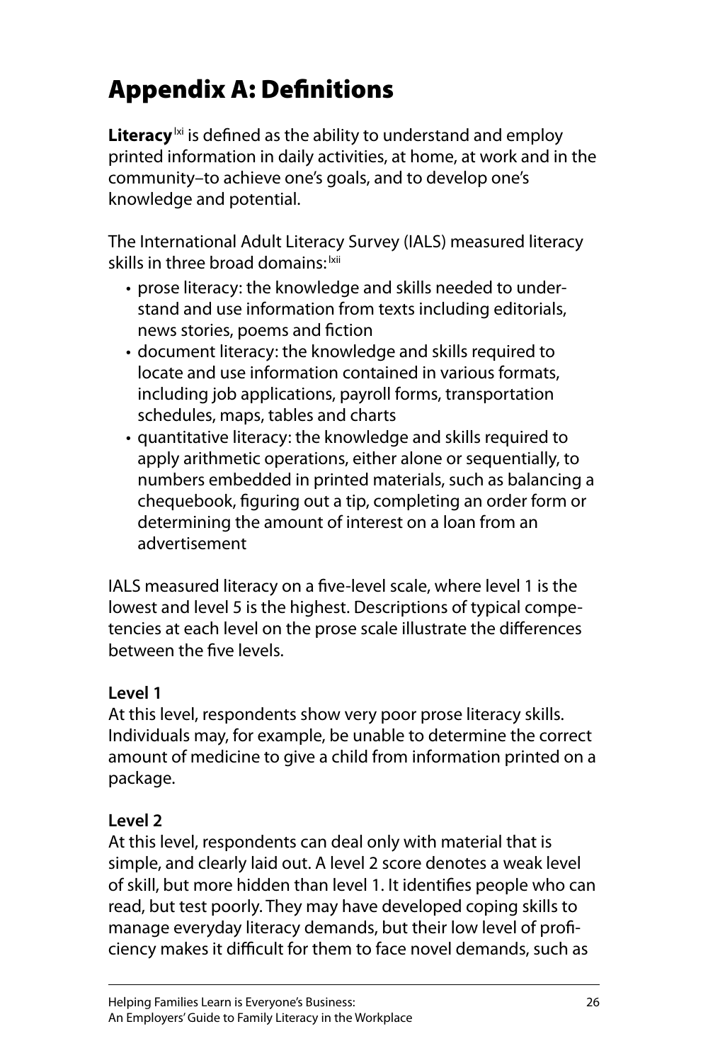# Appendix A: Definitions

**Literacy**[lxi] is defined as the ability to understand and employ printed information in daily activities, at home, at work and in the community–to achieve one's goals, and to develop one's knowledge and potential.

The International Adult Literacy Survey (IALS) measured literacy skills in three broad domains:[lxii]

- prose literacy: the knowledge and skills needed to understand and use information from texts including editorials, news stories, poems and fiction
- document literacy: the knowledge and skills required to locate and use information contained in various formats, including job applications, payroll forms, transportation schedules, maps, tables and charts
- quantitative literacy: the knowledge and skills required to apply arithmetic operations, either alone or sequentially, to numbers embedded in printed materials, such as balancing a chequebook, figuring out a tip, completing an order form or determining the amount of interest on a loan from an advertisement

IALS measured literacy on a five-level scale, where level 1 is the lowest and level 5 is the highest. Descriptions of typical competencies at each level on the prose scale illustrate the differences between the five levels.

**Level 1**
At this level, respondents show very poor prose literacy skills. Individuals may, for example, be unable to determine the correct amount of medicine to give a child from information printed on a package.

**Level 2**
At this level, respondents can deal only with material that is simple, and clearly laid out. A level 2 score denotes a weak level of skill, but more hidden than level 1. It identifies people who can read, but test poorly. They may have developed coping skills to manage everyday literacy demands, but their low level of proficiency makes it difficult for them to face novel demands, such as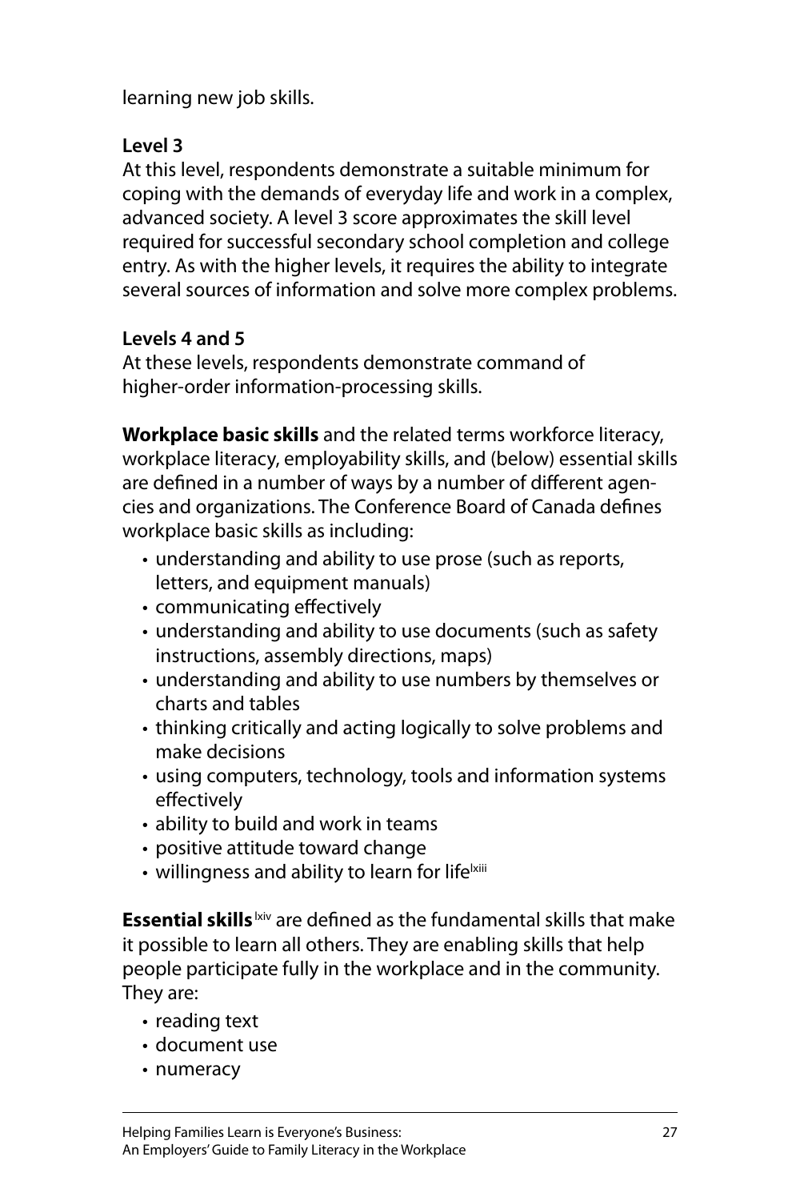learning new job skills.

**Level 3**

At this level, respondents demonstrate a suitable minimum for coping with the demands of everyday life and work in a complex, advanced society. A level 3 score approximates the skill level required for successful secondary school completion and college entry. As with the higher levels, it requires the ability to integrate several sources of information and solve more complex problems.

**Levels 4 and 5**

At these levels, respondents demonstrate command of higher-order information-processing skills.

**Workplace basic skills** and the related terms workforce literacy, workplace literacy, employability skills, and (below) essential skills are defined in a number of ways by a number of different agencies and organizations. The Conference Board of Canada defines workplace basic skills as including:

- understanding and ability to use prose (such as reports, letters, and equipment manuals)
- communicating effectively
- understanding and ability to use documents (such as safety instructions, assembly directions, maps)
- understanding and ability to use numbers by themselves or charts and tables
- thinking critically and acting logically to solve problems and make decisions
- using computers, technology, tools and information systems effectively
- ability to build and work in teams
- positive attitude toward change
- willingness and ability to learn for life[lxiii]

**Essential skills**[lxiv] are defined as the fundamental skills that make it possible to learn all others. They are enabling skills that help people participate fully in the workplace and in the community. They are:

- reading text
- document use
- numeracy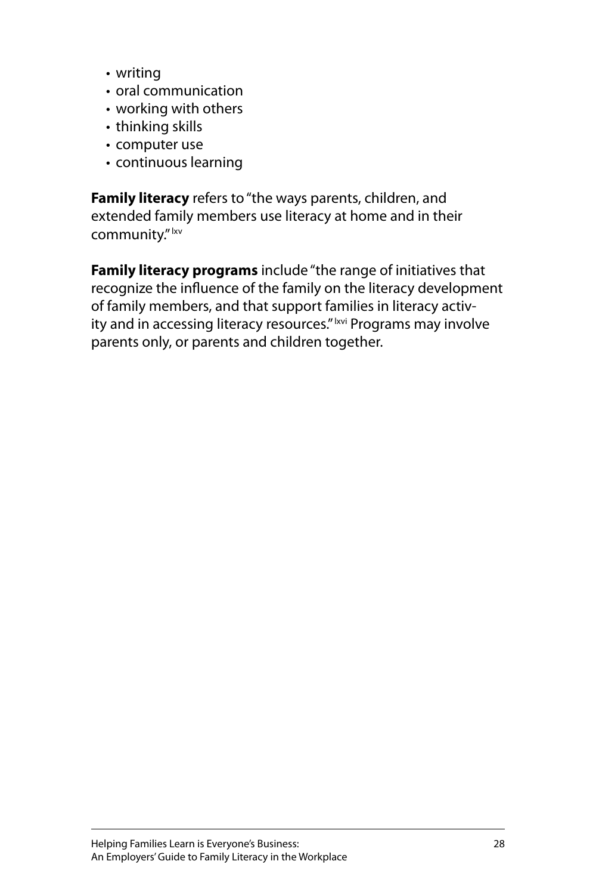- writing
- oral communication
- working with others
- thinking skills
- computer use
- continuous learning

**Family literacy** refers to "the ways parents, children, and extended family members use literacy at home and in their community." [lxv]

**Family literacy programs** include "the range of initiatives that recognize the influence of the family on the literacy development of family members, and that support families in literacy activity and in accessing literacy resources." [lxvi] Programs may involve parents only, or parents and children together.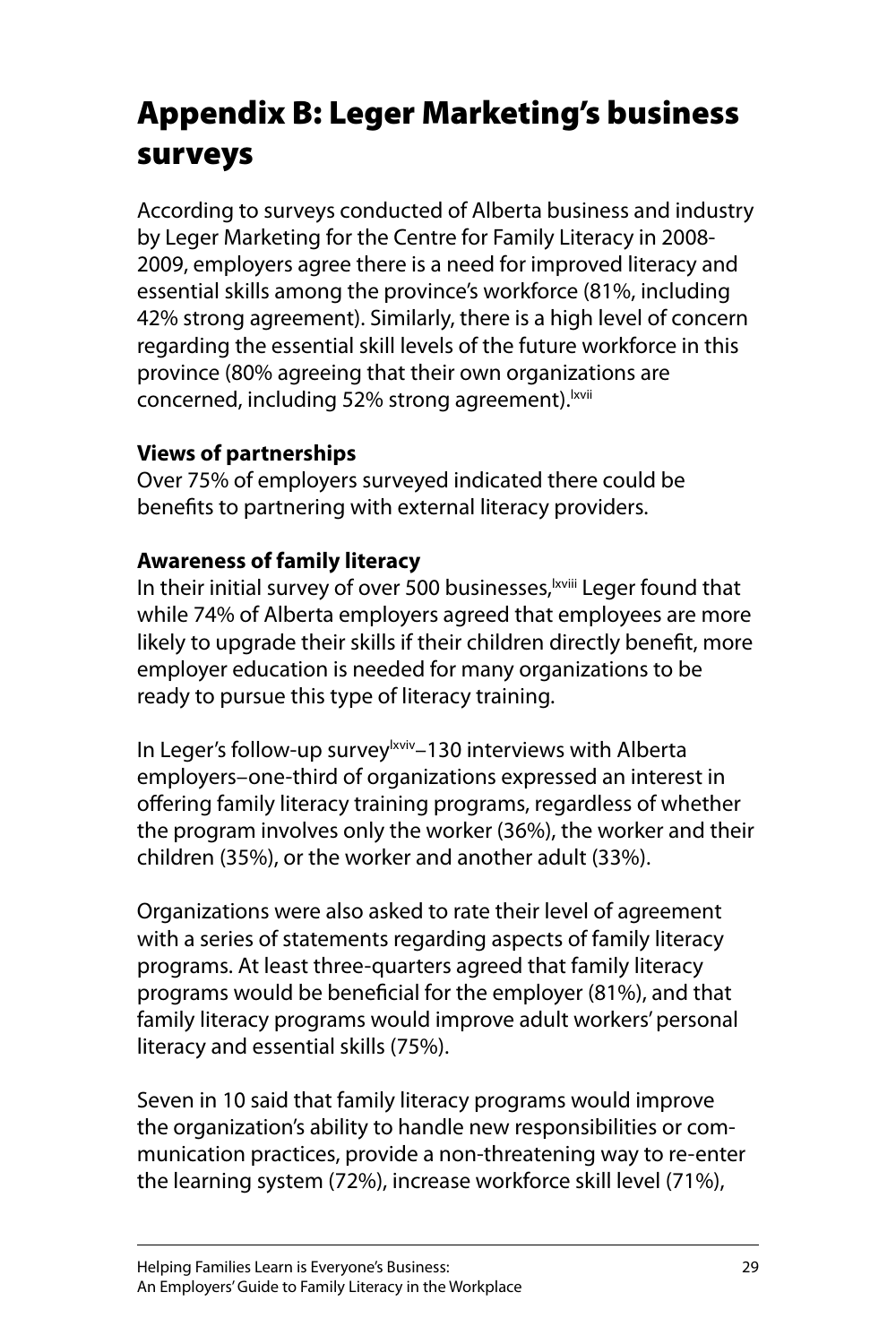# Appendix B: Leger Marketing's business surveys

According to surveys conducted of Alberta business and industry by Leger Marketing for the Centre for Family Literacy in 2008-2009, employers agree there is a need for improved literacy and essential skills among the province's workforce (81%, including 42% strong agreement). Similarly, there is a high level of concern regarding the essential skill levels of the future workforce in this province (80% agreeing that their own organizations are concerned, including 52% strong agreement).[lxvii]

**Views of partnerships**
Over 75% of employers surveyed indicated there could be benefits to partnering with external literacy providers.

**Awareness of family literacy**
In their initial survey of over 500 businesses,[lxviii] Leger found that while 74% of Alberta employers agreed that employees are more likely to upgrade their skills if their children directly benefit, more employer education is needed for many organizations to be ready to pursue this type of literacy training.

In Leger's follow-up survey[lxviv]–130 interviews with Alberta employers–one-third of organizations expressed an interest in offering family literacy training programs, regardless of whether the program involves only the worker (36%), the worker and their children (35%), or the worker and another adult (33%).

Organizations were also asked to rate their level of agreement with a series of statements regarding aspects of family literacy programs. At least three-quarters agreed that family literacy programs would be beneficial for the employer (81%), and that family literacy programs would improve adult workers' personal literacy and essential skills (75%).

Seven in 10 said that family literacy programs would improve the organization's ability to handle new responsibilities or communication practices, provide a non-threatening way to re-enter the learning system (72%), increase workforce skill level (71%),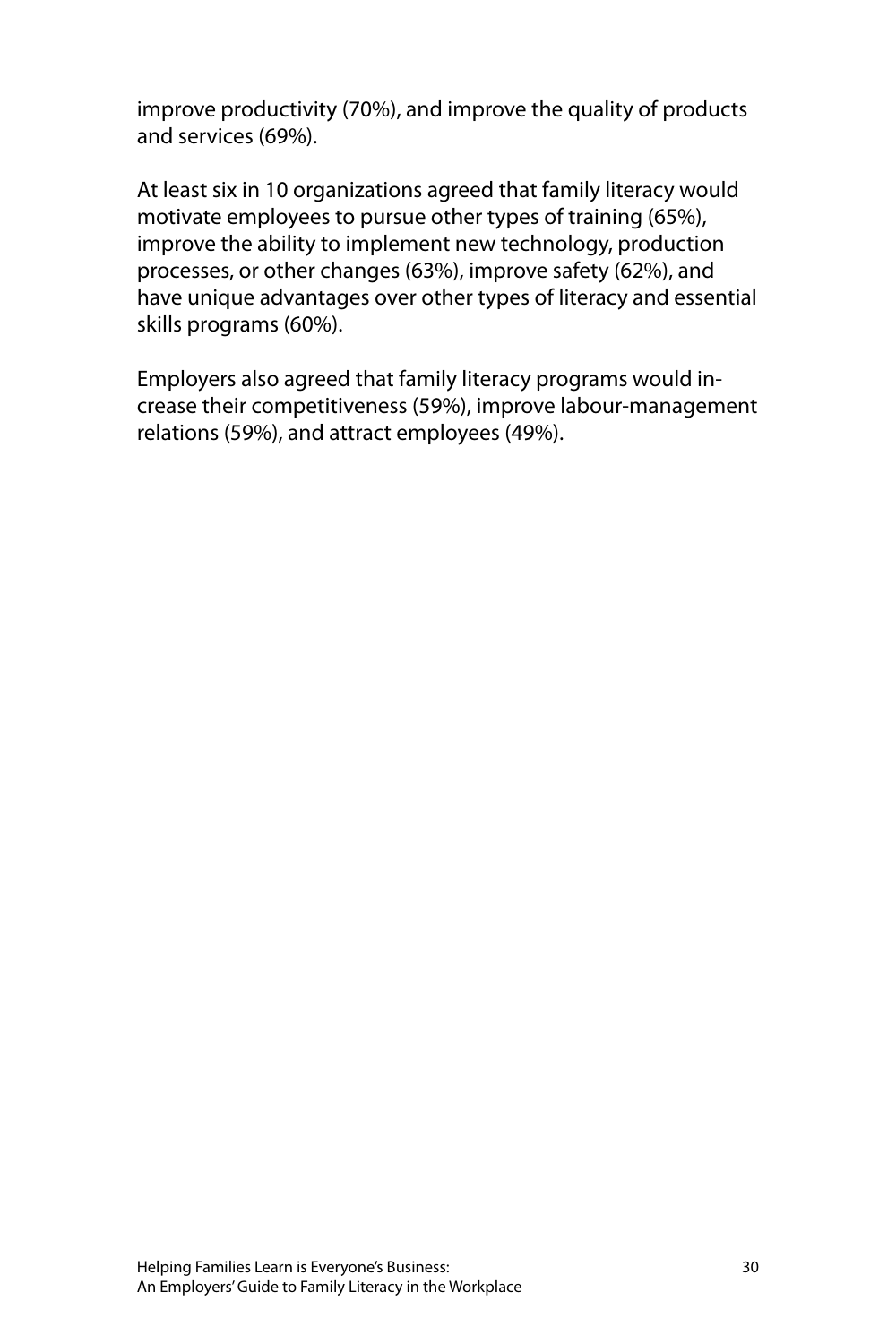improve productivity (70%), and improve the quality of products and services (69%).

At least six in 10 organizations agreed that family literacy would motivate employees to pursue other types of training (65%), improve the ability to implement new technology, production processes, or other changes (63%), improve safety (62%), and have unique advantages over other types of literacy and essential skills programs (60%).

Employers also agreed that family literacy programs would increase their competitiveness (59%), improve labour-management relations (59%), and attract employees (49%).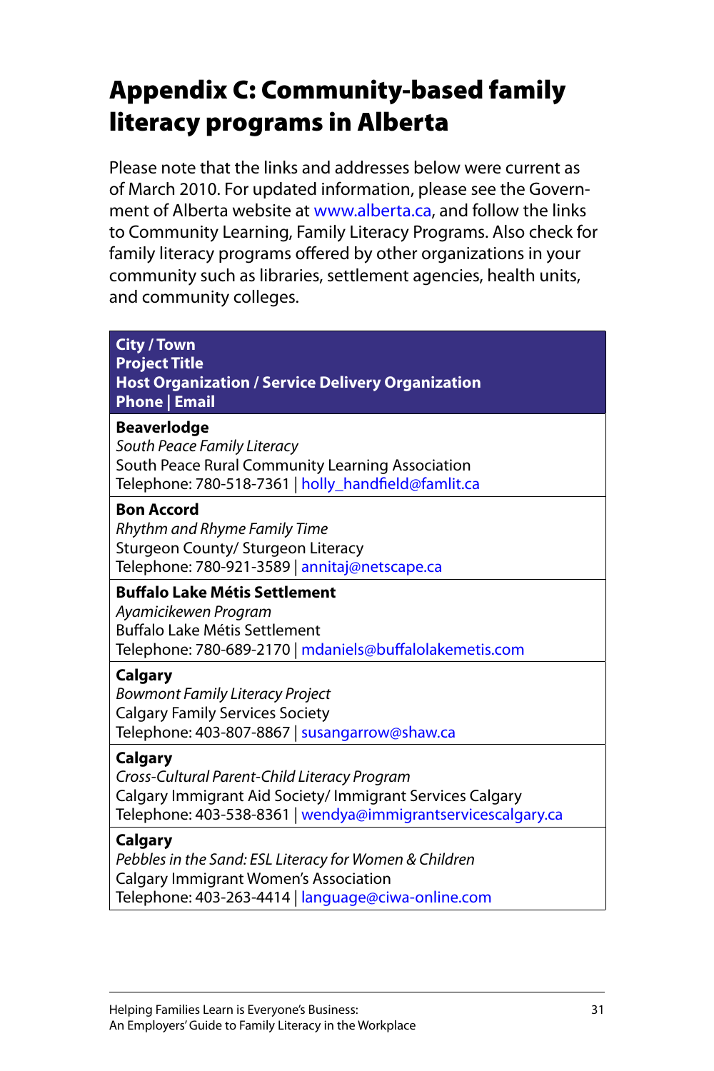# Appendix C: Community-based family literacy programs in Alberta

Please note that the links and addresses below were current as of March 2010. For updated information, please see the Government of Alberta website at www.alberta.ca, and follow the links to Community Learning, Family Literacy Programs. Also check for family literacy programs offered by other organizations in your community such as libraries, settlement agencies, health units, and community colleges.

| **City / Town**<br>**Project Title**<br>**Host Organization / Service Delivery Organization**<br>**Phone \| Email** |
|---|
| **Beaverlodge**<br>*South Peace Family Literacy*<br>South Peace Rural Community Learning Association<br>Telephone: 780-518-7361 \| holly_handfield@famlit.ca |
| **Bon Accord**<br>*Rhythm and Rhyme Family Time*<br>Sturgeon County/ Sturgeon Literacy<br>Telephone: 780-921-3589 \| annitaj@netscape.ca |
| **Buffalo Lake Métis Settlement**<br>*Ayamicikewen Program*<br>Buffalo Lake Métis Settlement<br>Telephone: 780-689-2170 \| mdaniels@buffalolakemetis.com |
| **Calgary**<br>*Bowmont Family Literacy Project*<br>Calgary Family Services Society<br>Telephone: 403-807-8867 \| susangarrow@shaw.ca |
| **Calgary**<br>*Cross-Cultural Parent-Child Literacy Program*<br>Calgary Immigrant Aid Society/ Immigrant Services Calgary<br>Telephone: 403-538-8361 \| wendya@immigrantservicescalgary.ca |
| **Calgary**<br>*Pebbles in the Sand: ESL Literacy for Women & Children*<br>Calgary Immigrant Women's Association<br>Telephone: 403-263-4414 \| language@ciwa-online.com |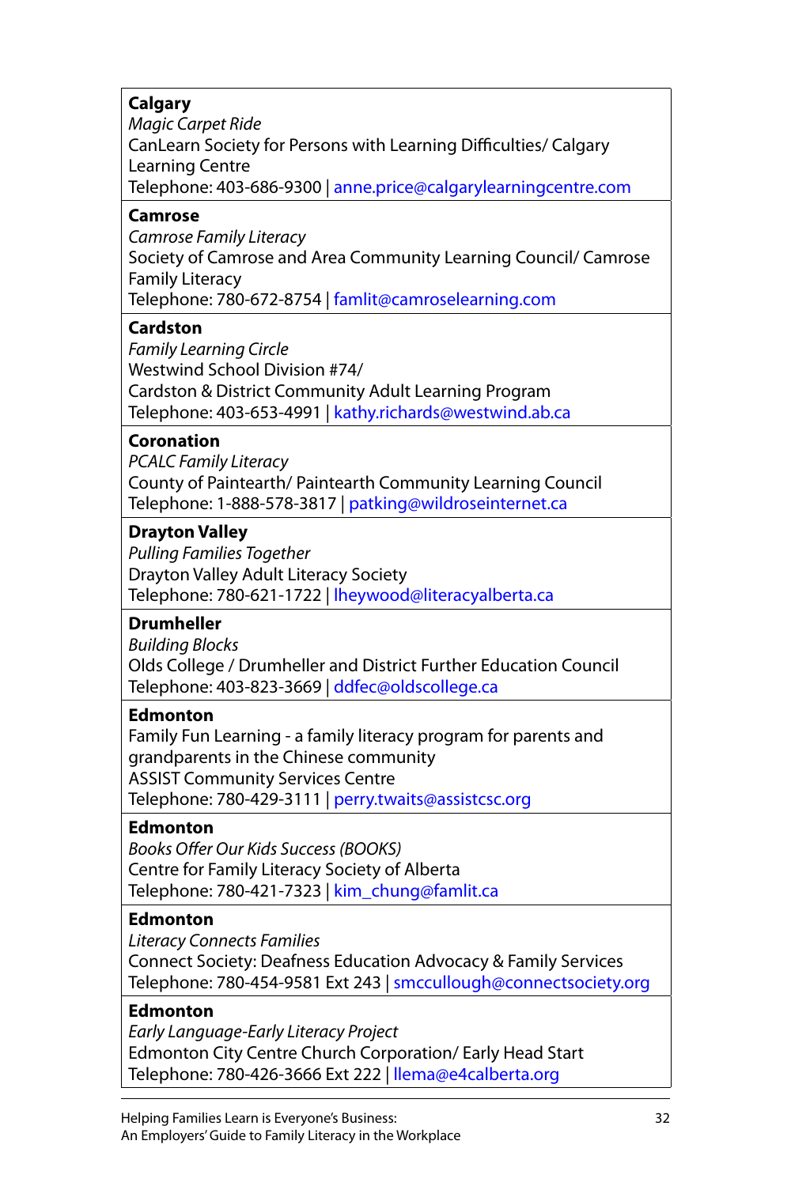**Calgary**
*Magic Carpet Ride*
CanLearn Society for Persons with Learning Difficulties/ Calgary Learning Centre
Telephone: 403-686-9300 | anne.price@calgarylearningcentre.com

**Camrose**
*Camrose Family Literacy*
Society of Camrose and Area Community Learning Council/ Camrose Family Literacy
Telephone: 780-672-8754 | famlit@camroselearning.com

**Cardston**
*Family Learning Circle*
Westwind School Division #74/
Cardston & District Community Adult Learning Program
Telephone: 403-653-4991 | kathy.richards@westwind.ab.ca

**Coronation**
*PCALC Family Literacy*
County of Paintearth/ Paintearth Community Learning Council
Telephone: 1-888-578-3817 | patking@wildroseinternet.ca

**Drayton Valley**
*Pulling Families Together*
Drayton Valley Adult Literacy Society
Telephone: 780-621-1722 | lheywood@literacyalberta.ca

**Drumheller**
*Building Blocks*
Olds College / Drumheller and District Further Education Council
Telephone: 403-823-3669 | ddfec@oldscollege.ca

**Edmonton**
Family Fun Learning - a family literacy program for parents and grandparents in the Chinese community
ASSIST Community Services Centre
Telephone: 780-429-3111 | perry.twaits@assistcsc.org

**Edmonton**
*Books Offer Our Kids Success (BOOKS)*
Centre for Family Literacy Society of Alberta
Telephone: 780-421-7323 | kim_chung@famlit.ca

**Edmonton**
*Literacy Connects Families*
Connect Society: Deafness Education Advocacy & Family Services
Telephone: 780-454-9581 Ext 243 | smccullough@connectsociety.org

**Edmonton**
*Early Language-Early Literacy Project*
Edmonton City Centre Church Corporation/ Early Head Start
Telephone: 780-426-3666 Ext 222 | llema@e4calberta.org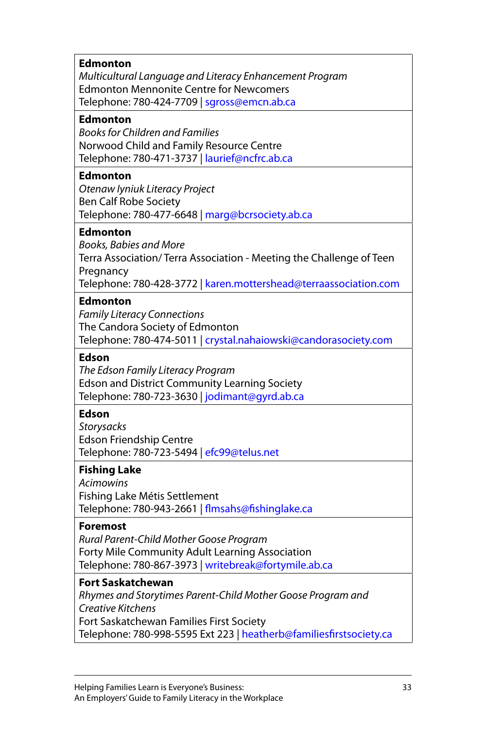**Edmonton**
*Multicultural Language and Literacy Enhancement Program*
Edmonton Mennonite Centre for Newcomers
Telephone: 780-424-7709 | sgross@emcn.ab.ca

**Edmonton**
*Books for Children and Families*
Norwood Child and Family Resource Centre
Telephone: 780-471-3737 | laurief@ncfrc.ab.ca

**Edmonton**
*Otenaw Iyniuk Literacy Project*
Ben Calf Robe Society
Telephone: 780-477-6648 | marg@bcrsociety.ab.ca

**Edmonton**
*Books, Babies and More*
Terra Association/ Terra Association - Meeting the Challenge of Teen Pregnancy
Telephone: 780-428-3772 | karen.mottershead@terraassociation.com

**Edmonton**
*Family Literacy Connections*
The Candora Society of Edmonton
Telephone: 780-474-5011 | crystal.nahaiowski@candorasociety.com

**Edson**
*The Edson Family Literacy Program*
Edson and District Community Learning Society
Telephone: 780-723-3630 | jodimant@gyrd.ab.ca

**Edson**
*Storysacks*
Edson Friendship Centre
Telephone: 780-723-5494 | efc99@telus.net

**Fishing Lake**
*Acimowins*
Fishing Lake Métis Settlement
Telephone: 780-943-2661 | flmsahs@fishinglake.ca

**Foremost**
*Rural Parent-Child Mother Goose Program*
Forty Mile Community Adult Learning Association
Telephone: 780-867-3973 | writebreak@fortymile.ab.ca

**Fort Saskatchewan**
*Rhymes and Storytimes Parent-Child Mother Goose Program and Creative Kitchens*
Fort Saskatchewan Families First Society
Telephone: 780-998-5595 Ext 223 | heatherb@familiesfirstsociety.ca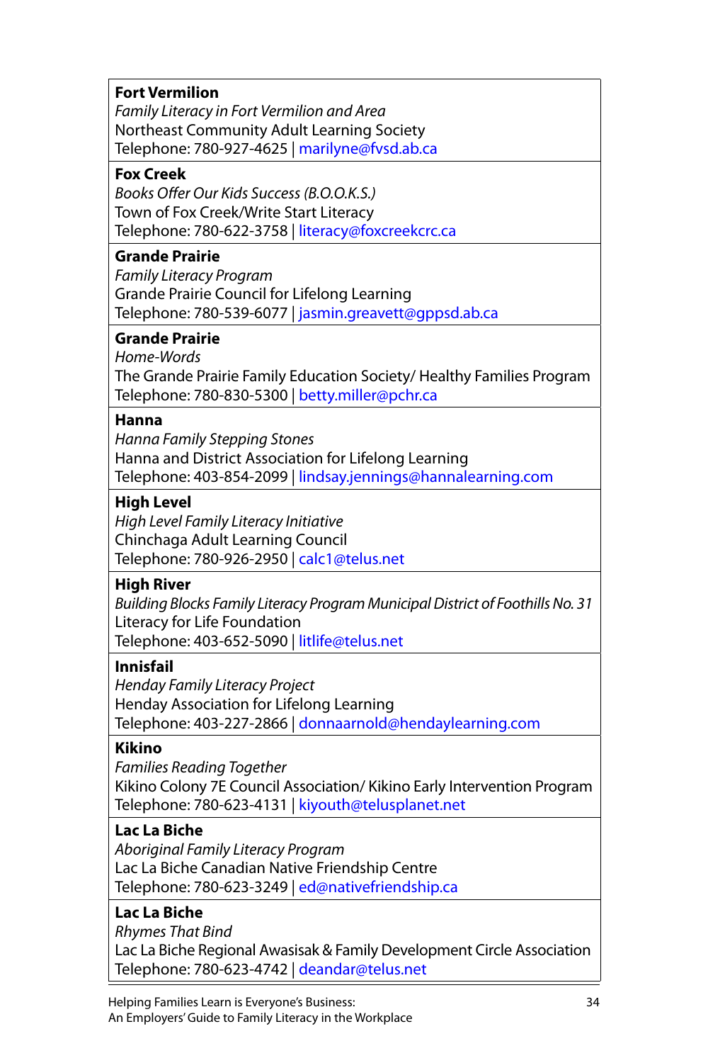**Fort Vermilion**
*Family Literacy in Fort Vermilion and Area*
Northeast Community Adult Learning Society
Telephone: 780-927-4625 | marilyne@fvsd.ab.ca

**Fox Creek**
*Books Offer Our Kids Success (B.O.O.K.S.)*
Town of Fox Creek/Write Start Literacy
Telephone: 780-622-3758 | literacy@foxcreekcrc.ca

**Grande Prairie**
*Family Literacy Program*
Grande Prairie Council for Lifelong Learning
Telephone: 780-539-6077 | jasmin.greavett@gppsd.ab.ca

**Grande Prairie**
*Home-Words*
The Grande Prairie Family Education Society/ Healthy Families Program
Telephone: 780-830-5300 | betty.miller@pchr.ca

**Hanna**
*Hanna Family Stepping Stones*
Hanna and District Association for Lifelong Learning
Telephone: 403-854-2099 | lindsay.jennings@hannalearning.com

**High Level**
*High Level Family Literacy Initiative*
Chinchaga Adult Learning Council
Telephone: 780-926-2950 | calc1@telus.net

**High River**
*Building Blocks Family Literacy Program Municipal District of Foothills No. 31*
Literacy for Life Foundation
Telephone: 403-652-5090 | litlife@telus.net

**Innisfail**
*Henday Family Literacy Project*
Henday Association for Lifelong Learning
Telephone: 403-227-2866 | donnaarnold@hendaylearning.com

**Kikino**
*Families Reading Together*
Kikino Colony 7E Council Association/ Kikino Early Intervention Program
Telephone: 780-623-4131 | kiyouth@telusplanet.net

**Lac La Biche**
*Aboriginal Family Literacy Program*
Lac La Biche Canadian Native Friendship Centre
Telephone: 780-623-3249 | ed@nativefriendship.ca

**Lac La Biche**
*Rhymes That Bind*
Lac La Biche Regional Awasisak & Family Development Circle Association
Telephone: 780-623-4742 | deandar@telus.net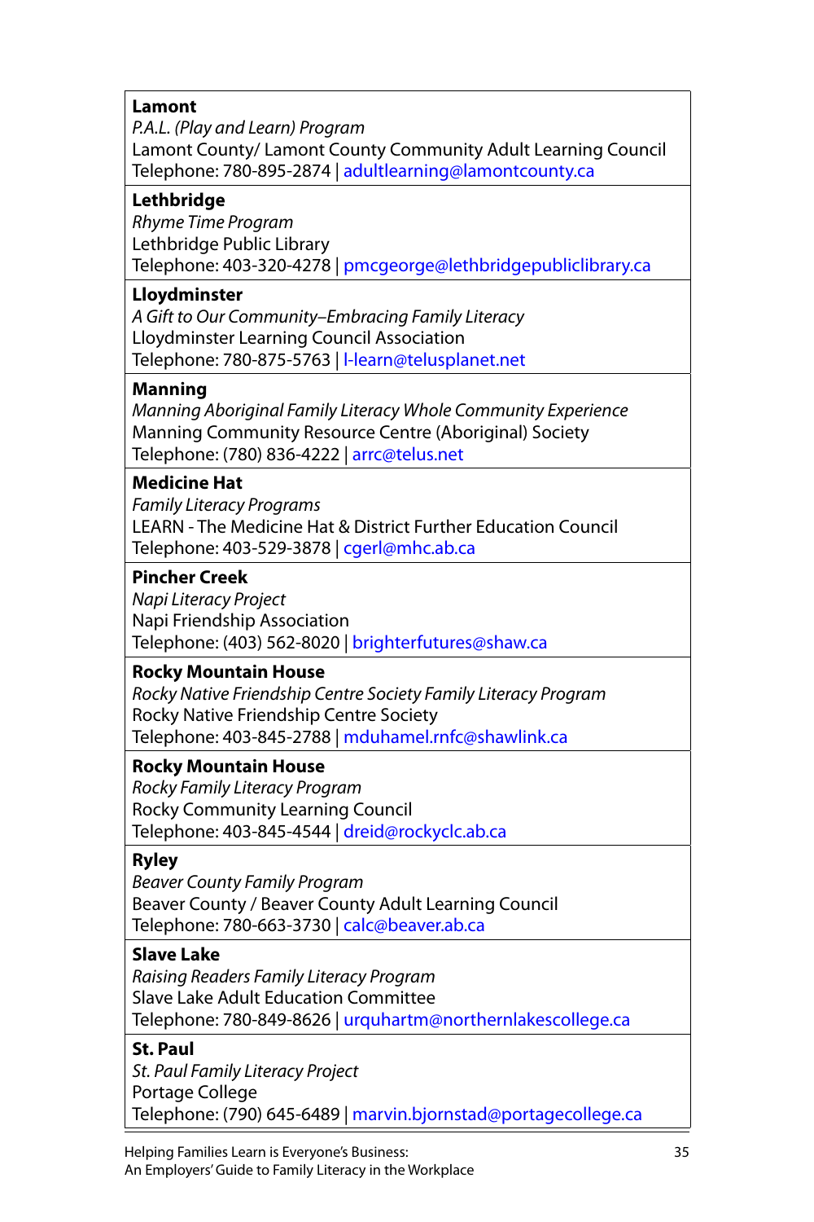**Lamont**
*P.A.L. (Play and Learn) Program*
Lamont County/ Lamont County Community Adult Learning Council
Telephone: 780-895-2874 | adultlearning@lamontcounty.ca

**Lethbridge**
*Rhyme Time Program*
Lethbridge Public Library
Telephone: 403-320-4278 | pmcgeorge@lethbridgepubliclibrary.ca

**Lloydminster**
*A Gift to Our Community–Embracing Family Literacy*
Lloydminster Learning Council Association
Telephone: 780-875-5763 | l-learn@telusplanet.net

**Manning**
*Manning Aboriginal Family Literacy Whole Community Experience*
Manning Community Resource Centre (Aboriginal) Society
Telephone: (780) 836-4222 | arrc@telus.net

**Medicine Hat**
*Family Literacy Programs*
LEARN - The Medicine Hat & District Further Education Council
Telephone: 403-529-3878 | cgerl@mhc.ab.ca

**Pincher Creek**
*Napi Literacy Project*
Napi Friendship Association
Telephone: (403) 562-8020 | brighterfutures@shaw.ca

**Rocky Mountain House**
*Rocky Native Friendship Centre Society Family Literacy Program*
Rocky Native Friendship Centre Society
Telephone: 403-845-2788 | mduhamel.rnfc@shawlink.ca

**Rocky Mountain House**
*Rocky Family Literacy Program*
Rocky Community Learning Council
Telephone: 403-845-4544 | dreid@rockyclc.ab.ca

**Ryley**
*Beaver County Family Program*
Beaver County / Beaver County Adult Learning Council
Telephone: 780-663-3730 | calc@beaver.ab.ca

**Slave Lake**
*Raising Readers Family Literacy Program*
Slave Lake Adult Education Committee
Telephone: 780-849-8626 | urquhartm@northernlakescollege.ca

**St. Paul**
*St. Paul Family Literacy Project*
Portage College
Telephone: (790) 645-6489 | marvin.bjornstad@portagecollege.ca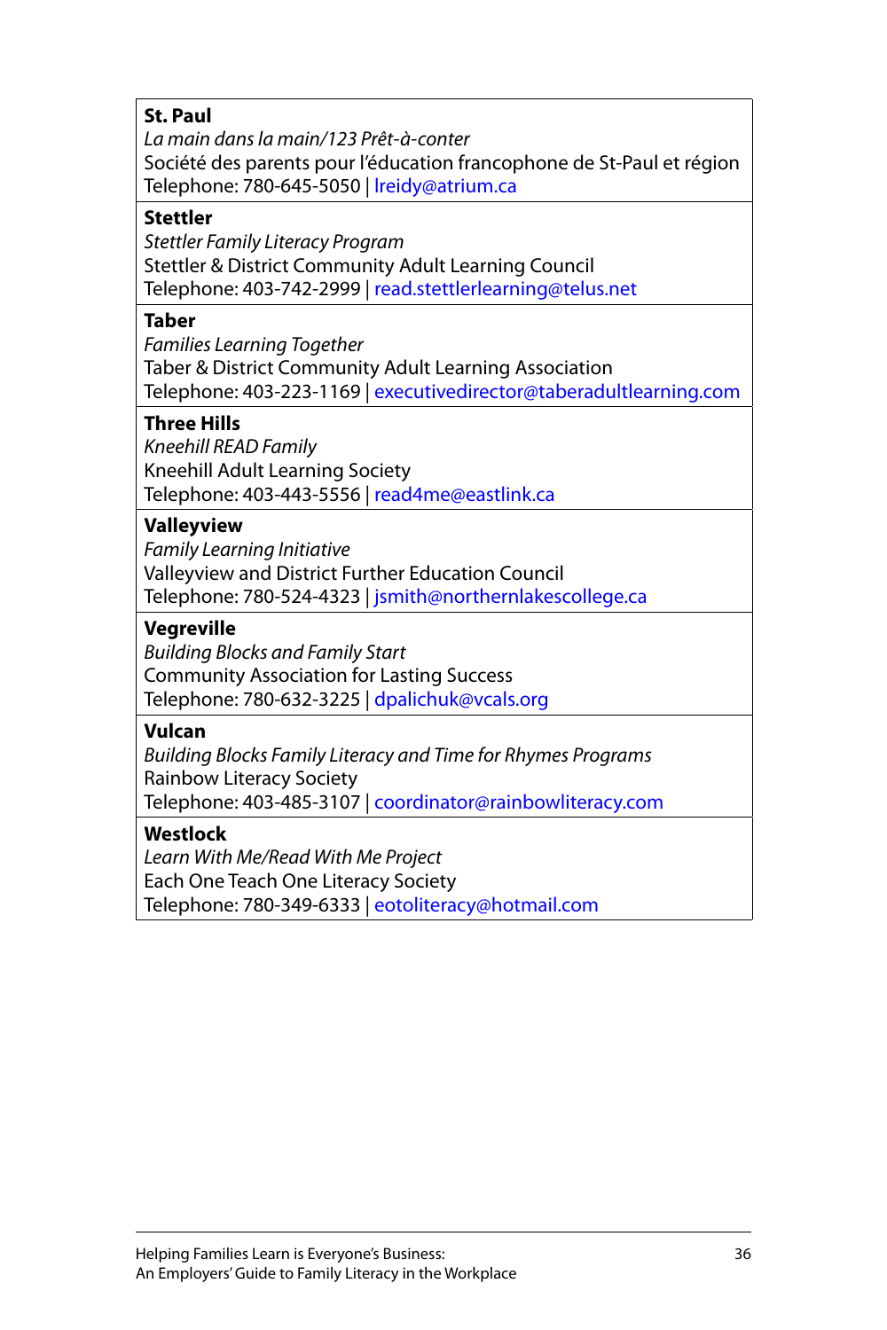**St. Paul**  
*La main dans la main/123 Prêt-à-conter*  
Société des parents pour l'éducation francophone de St-Paul et région  
Telephone: 780-645-5050 | lreidy@atrium.ca

**Stettler**  
*Stettler Family Literacy Program*  
Stettler & District Community Adult Learning Council  
Telephone: 403-742-2999 | read.stettlerlearning@telus.net

**Taber**  
*Families Learning Together*  
Taber & District Community Adult Learning Association  
Telephone: 403-223-1169 | executivedirector@taberadultlearning.com

**Three Hills**  
*Kneehill READ Family*  
Kneehill Adult Learning Society  
Telephone: 403-443-5556 | read4me@eastlink.ca

**Valleyview**  
*Family Learning Initiative*  
Valleyview and District Further Education Council  
Telephone: 780-524-4323 | jsmith@northernlakescollege.ca

**Vegreville**  
*Building Blocks and Family Start*  
Community Association for Lasting Success  
Telephone: 780-632-3225 | dpalichuk@vcals.org

**Vulcan**  
*Building Blocks Family Literacy and Time for Rhymes Programs*  
Rainbow Literacy Society  
Telephone: 403-485-3107 | coordinator@rainbowliteracy.com

**Westlock**  
*Learn With Me/Read With Me Project*  
Each One Teach One Literacy Society  
Telephone: 780-349-6333 | eotoliteracy@hotmail.com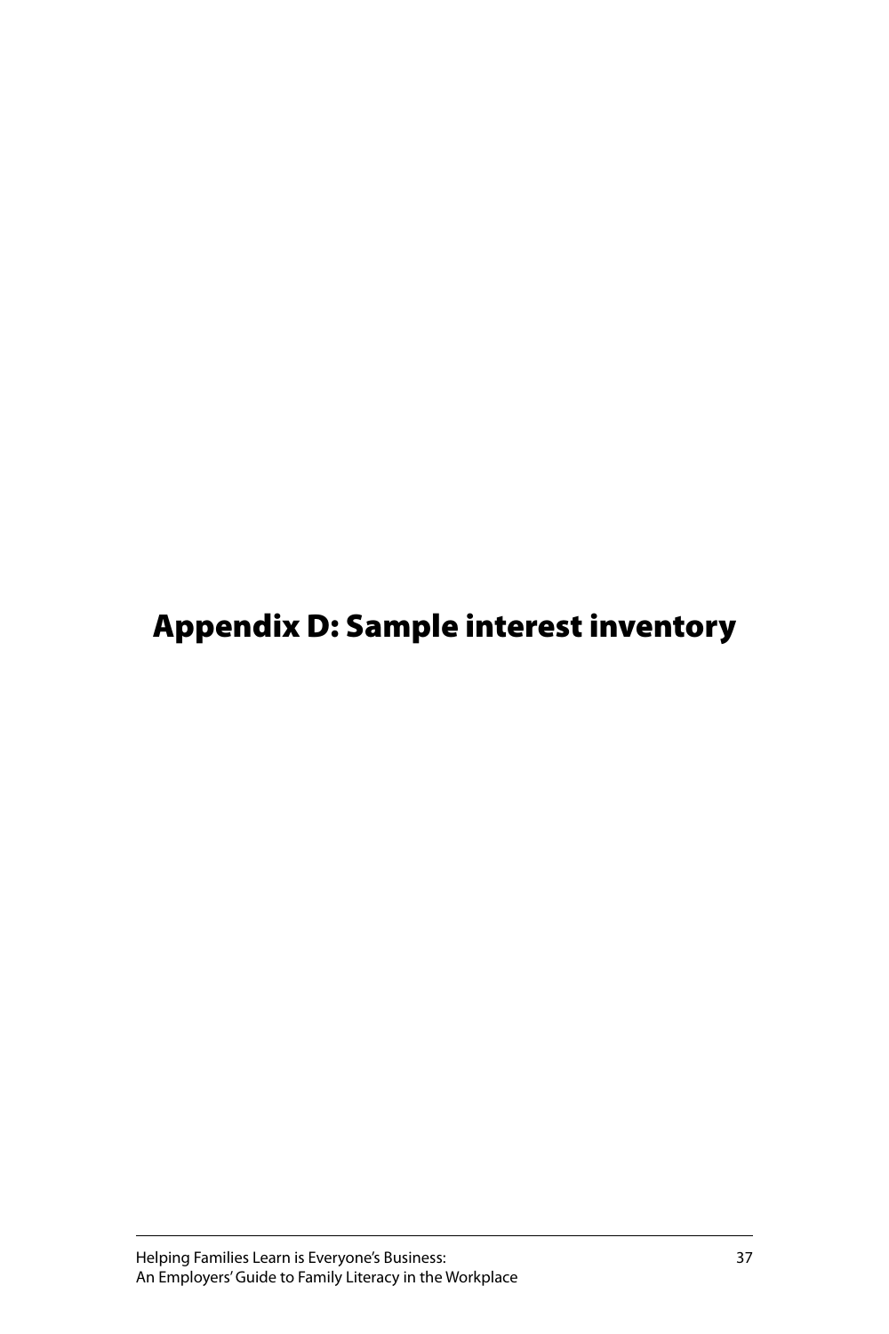# Appendix D: Sample interest inventory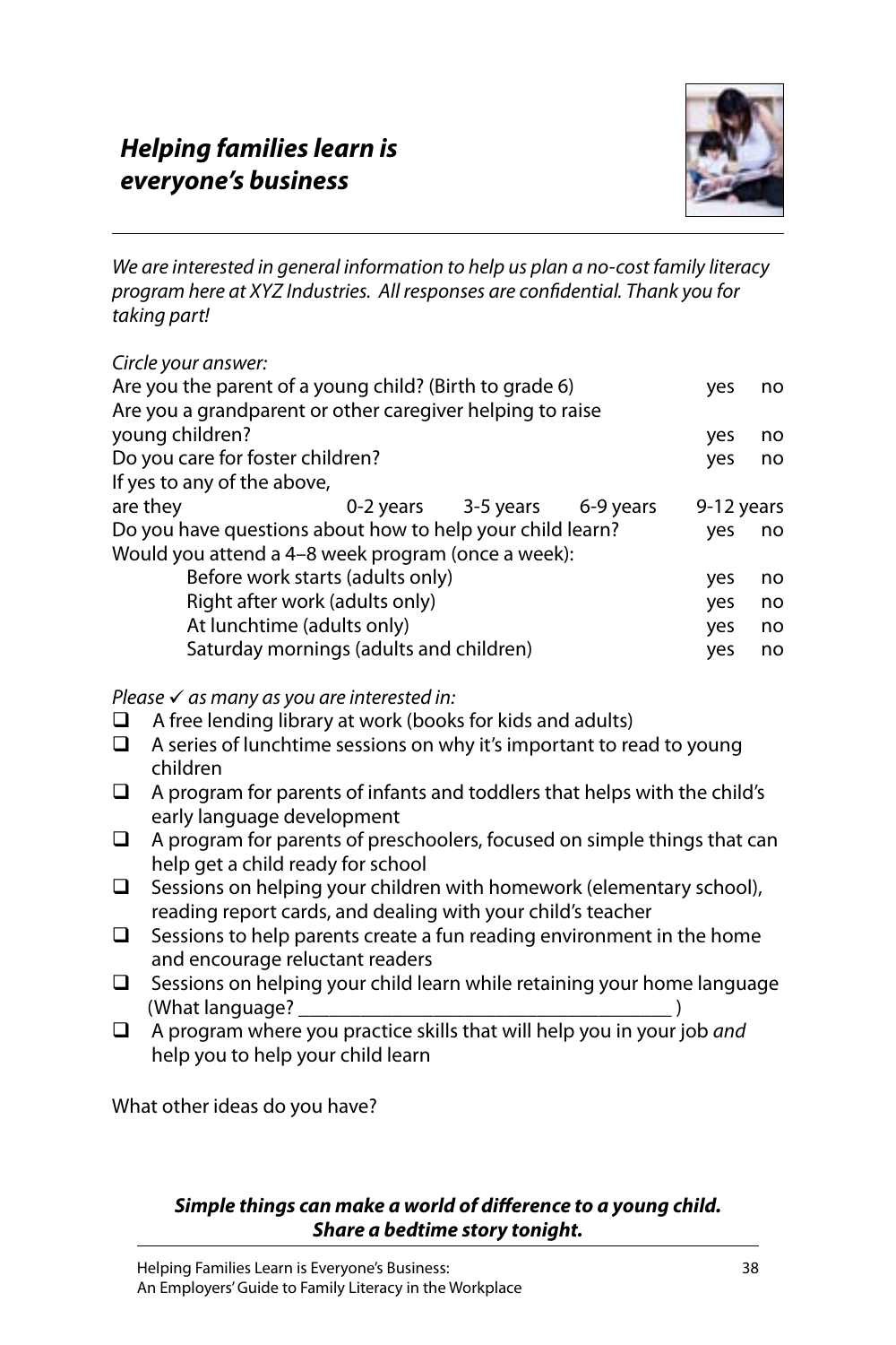## *Helping families learn is everyone's business*

*We are interested in general information to help us plan a no-cost family literacy program here at XYZ Industries. All responses are confidential. Thank you for taking part!*

*Circle your answer:*

| | | | | | |
|---|---|---|---|---|---|
| Are you the parent of a young child? (Birth to grade 6) | | | | yes | no |
| Are you a grandparent or other caregiver helping to raise young children? | | | | yes | no |
| Do you care for foster children? | | | | yes | no |
| If yes to any of the above, are they | 0-2 years | 3-5 years | 6-9 years | 9-12 years | |
| Do you have questions about how to help your child learn? | | | | yes | no |
| Would you attend a 4–8 week program (once a week): | | | | | |
| Before work starts (adults only) | | | | yes | no |
| Right after work (adults only) | | | | yes | no |
| At lunchtime (adults only) | | | | yes | no |
| Saturday mornings (adults and children) | | | | yes | no |

*Please ✓ as many as you are interested in:*

- ❑ A free lending library at work (books for kids and adults)
- ❑ A series of lunchtime sessions on why it's important to read to young children
- ❑ A program for parents of infants and toddlers that helps with the child's early language development
- ❑ A program for parents of preschoolers, focused on simple things that can help get a child ready for school
- ❑ Sessions on helping your children with homework (elementary school), reading report cards, and dealing with your child's teacher
- ❑ Sessions to help parents create a fun reading environment in the home and encourage reluctant readers
- ❑ Sessions on helping your child learn while retaining your home language (What language? ___________________________________ )
- ❑ A program where you practice skills that will help you in your job *and* help you to help your child learn

What other ideas do you have?

***Simple things can make a world of difference to a young child. Share a bedtime story tonight.***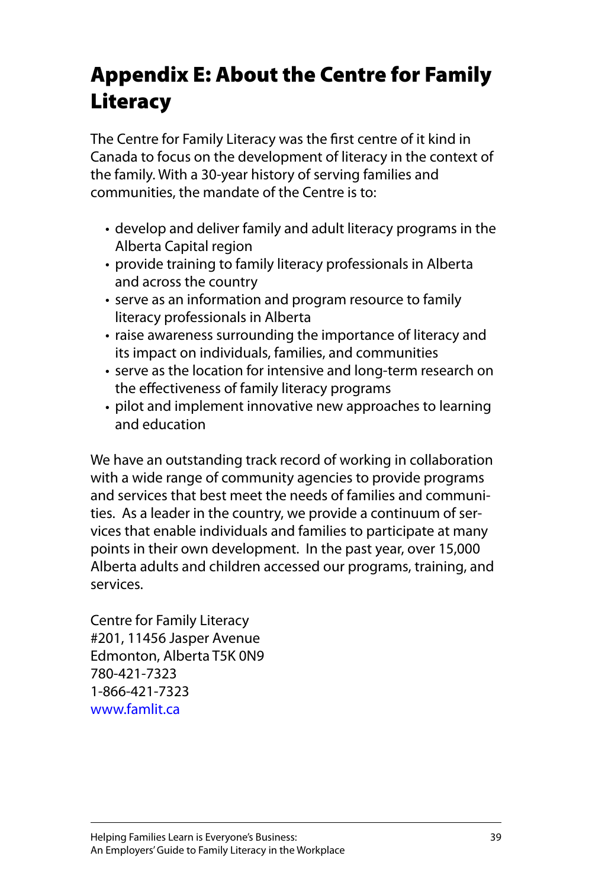# Appendix E: About the Centre for Family Literacy

The Centre for Family Literacy was the first centre of it kind in Canada to focus on the development of literacy in the context of the family. With a 30-year history of serving families and communities, the mandate of the Centre is to:

- develop and deliver family and adult literacy programs in the Alberta Capital region
- provide training to family literacy professionals in Alberta and across the country
- serve as an information and program resource to family literacy professionals in Alberta
- raise awareness surrounding the importance of literacy and its impact on individuals, families, and communities
- serve as the location for intensive and long-term research on the effectiveness of family literacy programs
- pilot and implement innovative new approaches to learning and education

We have an outstanding track record of working in collaboration with a wide range of community agencies to provide programs and services that best meet the needs of families and communities. As a leader in the country, we provide a continuum of services that enable individuals and families to participate at many points in their own development. In the past year, over 15,000 Alberta adults and children accessed our programs, training, and services.

Centre for Family Literacy  
#201, 11456 Jasper Avenue  
Edmonton, Alberta T5K 0N9  
780-421-7323  
1-866-421-7323  
www.famlit.ca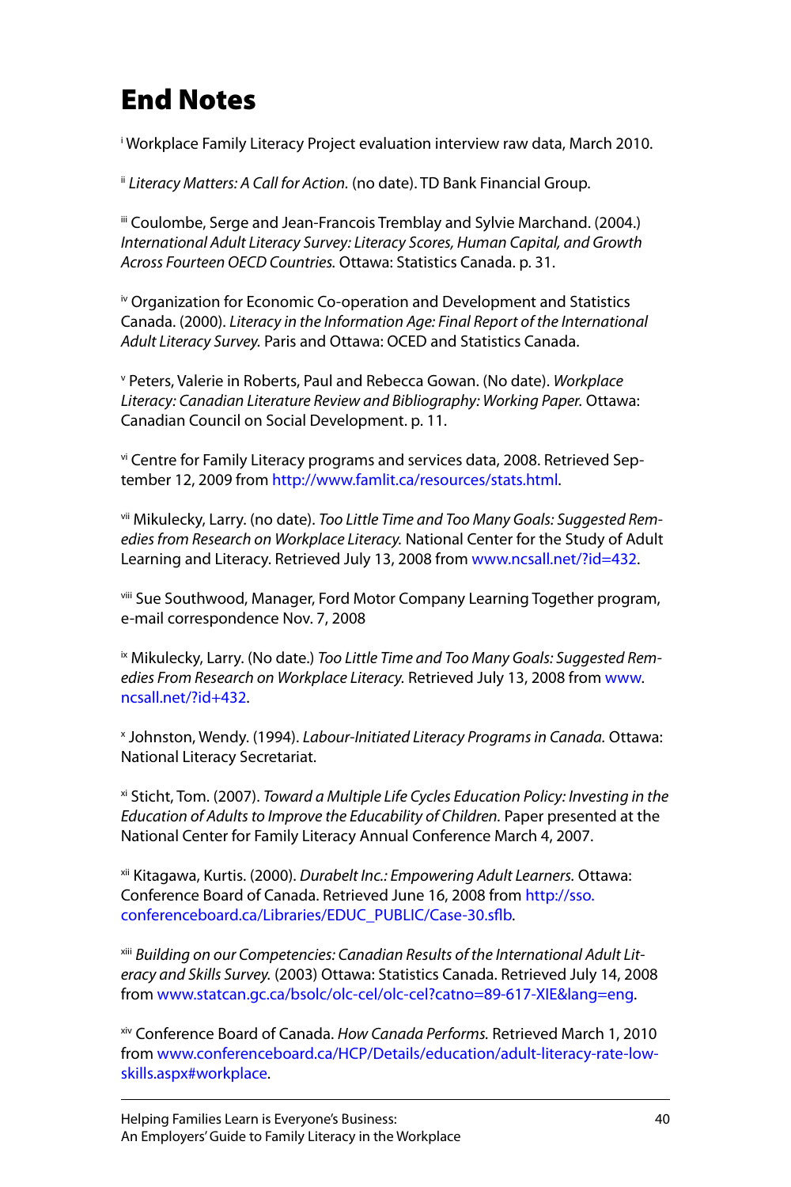# End Notes

[i] Workplace Family Literacy Project evaluation interview raw data, March 2010.

[ii] *Literacy Matters: A Call for Action.* (no date). TD Bank Financial Group.

[iii] Coulombe, Serge and Jean-Francois Tremblay and Sylvie Marchand. (2004.) *International Adult Literacy Survey: Literacy Scores, Human Capital, and Growth Across Fourteen OECD Countries.* Ottawa: Statistics Canada. p. 31.

[iv] Organization for Economic Co-operation and Development and Statistics Canada. (2000). *Literacy in the Information Age: Final Report of the International Adult Literacy Survey.* Paris and Ottawa: OCED and Statistics Canada.

[v] Peters, Valerie in Roberts, Paul and Rebecca Gowan. (No date). *Workplace Literacy: Canadian Literature Review and Bibliography: Working Paper.* Ottawa: Canadian Council on Social Development. p. 11.

[vi] Centre for Family Literacy programs and services data, 2008. Retrieved September 12, 2009 from http://www.famlit.ca/resources/stats.html.

[vii] Mikulecky, Larry. (no date). *Too Little Time and Too Many Goals: Suggested Remedies from Research on Workplace Literacy.* National Center for the Study of Adult Learning and Literacy. Retrieved July 13, 2008 from www.ncsall.net/?id=432.

[viii] Sue Southwood, Manager, Ford Motor Company Learning Together program, e-mail correspondence Nov. 7, 2008

[ix] Mikulecky, Larry. (No date.) *Too Little Time and Too Many Goals: Suggested Remedies From Research on Workplace Literacy.* Retrieved July 13, 2008 from www.ncsall.net/?id+432.

[x] Johnston, Wendy. (1994). *Labour-Initiated Literacy Programs in Canada.* Ottawa: National Literacy Secretariat.

[xi] Sticht, Tom. (2007). *Toward a Multiple Life Cycles Education Policy: Investing in the Education of Adults to Improve the Educability of Children.* Paper presented at the National Center for Family Literacy Annual Conference March 4, 2007.

[xii] Kitagawa, Kurtis. (2000). *Durabelt Inc.: Empowering Adult Learners.* Ottawa: Conference Board of Canada. Retrieved June 16, 2008 from http://sso.conferenceboard.ca/Libraries/EDUC_PUBLIC/Case-30.sflb.

[xiii] *Building on our Competencies: Canadian Results of the International Adult Literacy and Skills Survey.* (2003) Ottawa: Statistics Canada. Retrieved July 14, 2008 from www.statcan.gc.ca/bsolc/olc-cel/olc-cel?catno=89-617-XIE&lang=eng.

[xiv] Conference Board of Canada. *How Canada Performs.* Retrieved March 1, 2010 from www.conferenceboard.ca/HCP/Details/education/adult-literacy-rate-low-skills.aspx#workplace.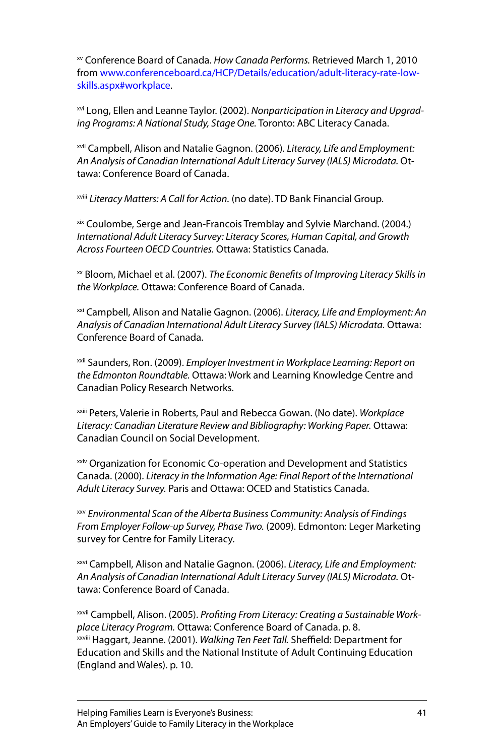[xv] Conference Board of Canada. *How Canada Performs.* Retrieved March 1, 2010 from www.conferenceboard.ca/HCP/Details/education/adult-literacy-rate-low-skills.aspx#workplace.

[xvi] Long, Ellen and Leanne Taylor. (2002). *Nonparticipation in Literacy and Upgrading Programs: A National Study, Stage One.* Toronto: ABC Literacy Canada.

[xvii] Campbell, Alison and Natalie Gagnon. (2006). *Literacy, Life and Employment: An Analysis of Canadian International Adult Literacy Survey (IALS) Microdata.* Ottawa: Conference Board of Canada.

[xviii] *Literacy Matters: A Call for Action.* (no date). TD Bank Financial Group.

[xix] Coulombe, Serge and Jean-Francois Tremblay and Sylvie Marchand. (2004.) *International Adult Literacy Survey: Literacy Scores, Human Capital, and Growth Across Fourteen OECD Countries.* Ottawa: Statistics Canada.

[xx] Bloom, Michael et al. (2007). *The Economic Benefits of Improving Literacy Skills in the Workplace.* Ottawa: Conference Board of Canada.

[xxi] Campbell, Alison and Natalie Gagnon. (2006). *Literacy, Life and Employment: An Analysis of Canadian International Adult Literacy Survey (IALS) Microdata.* Ottawa: Conference Board of Canada.

[xxii] Saunders, Ron. (2009). *Employer Investment in Workplace Learning: Report on the Edmonton Roundtable.* Ottawa: Work and Learning Knowledge Centre and Canadian Policy Research Networks.

[xxiii] Peters, Valerie in Roberts, Paul and Rebecca Gowan. (No date). *Workplace Literacy: Canadian Literature Review and Bibliography: Working Paper.* Ottawa: Canadian Council on Social Development.

[xxiv] Organization for Economic Co-operation and Development and Statistics Canada. (2000). *Literacy in the Information Age: Final Report of the International Adult Literacy Survey.* Paris and Ottawa: OCED and Statistics Canada.

[xxv] *Environmental Scan of the Alberta Business Community: Analysis of Findings From Employer Follow-up Survey, Phase Two.* (2009). Edmonton: Leger Marketing survey for Centre for Family Literacy.

[xxvi] Campbell, Alison and Natalie Gagnon. (2006). *Literacy, Life and Employment: An Analysis of Canadian International Adult Literacy Survey (IALS) Microdata.* Ottawa: Conference Board of Canada.

[xxvii] Campbell, Alison. (2005). *Profiting From Literacy: Creating a Sustainable Workplace Literacy Program.* Ottawa: Conference Board of Canada. p. 8.

[xxviii] Haggart, Jeanne. (2001). *Walking Ten Feet Tall.* Sheffield: Department for Education and Skills and the National Institute of Adult Continuing Education (England and Wales). p. 10.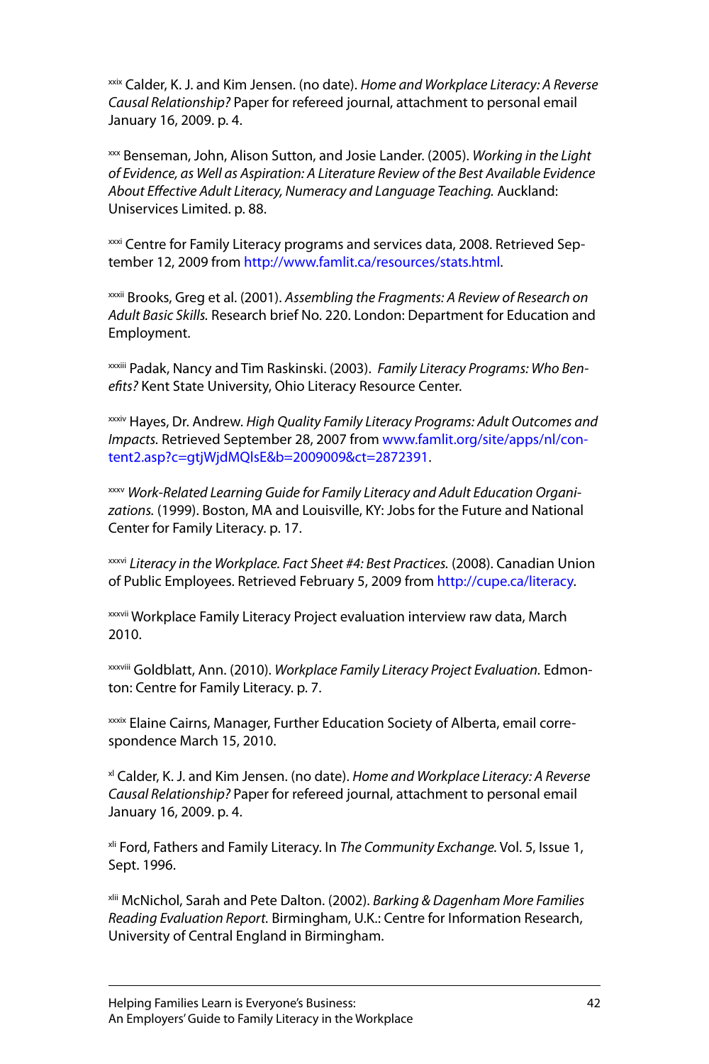[xxix] Calder, K. J. and Kim Jensen. (no date). *Home and Workplace Literacy: A Reverse Causal Relationship?* Paper for refereed journal, attachment to personal email January 16, 2009. p. 4.

[xxx] Benseman, John, Alison Sutton, and Josie Lander. (2005). *Working in the Light of Evidence, as Well as Aspiration: A Literature Review of the Best Available Evidence About Effective Adult Literacy, Numeracy and Language Teaching.* Auckland: Uniservices Limited. p. 88.

[xxxi] Centre for Family Literacy programs and services data, 2008. Retrieved September 12, 2009 from http://www.famlit.ca/resources/stats.html.

[xxxii] Brooks, Greg et al. (2001). *Assembling the Fragments: A Review of Research on Adult Basic Skills.* Research brief No. 220. London: Department for Education and Employment.

[xxxiii] Padak, Nancy and Tim Raskinski. (2003). *Family Literacy Programs: Who Benefits?* Kent State University, Ohio Literacy Resource Center.

[xxxiv] Hayes, Dr. Andrew. *High Quality Family Literacy Programs: Adult Outcomes and Impacts.* Retrieved September 28, 2007 from www.famlit.org/site/apps/nl/content2.asp?c=gtjWjdMQlsE&b=2009009&ct=2872391.

[xxxv] *Work-Related Learning Guide for Family Literacy and Adult Education Organizations.* (1999). Boston, MA and Louisville, KY: Jobs for the Future and National Center for Family Literacy. p. 17.

[xxxvi] *Literacy in the Workplace. Fact Sheet #4: Best Practices.* (2008). Canadian Union of Public Employees. Retrieved February 5, 2009 from http://cupe.ca/literacy.

[xxxvii] Workplace Family Literacy Project evaluation interview raw data, March 2010.

[xxxviii] Goldblatt, Ann. (2010). *Workplace Family Literacy Project Evaluation.* Edmonton: Centre for Family Literacy. p. 7.

[xxxix] Elaine Cairns, Manager, Further Education Society of Alberta, email correspondence March 15, 2010.

[xl] Calder, K. J. and Kim Jensen. (no date). *Home and Workplace Literacy: A Reverse Causal Relationship?* Paper for refereed journal, attachment to personal email January 16, 2009. p. 4.

[xli] Ford, Fathers and Family Literacy. In *The Community Exchange.* Vol. 5, Issue 1, Sept. 1996.

[xlii] McNichol, Sarah and Pete Dalton. (2002). *Barking & Dagenham More Families Reading Evaluation Report.* Birmingham, U.K.: Centre for Information Research, University of Central England in Birmingham.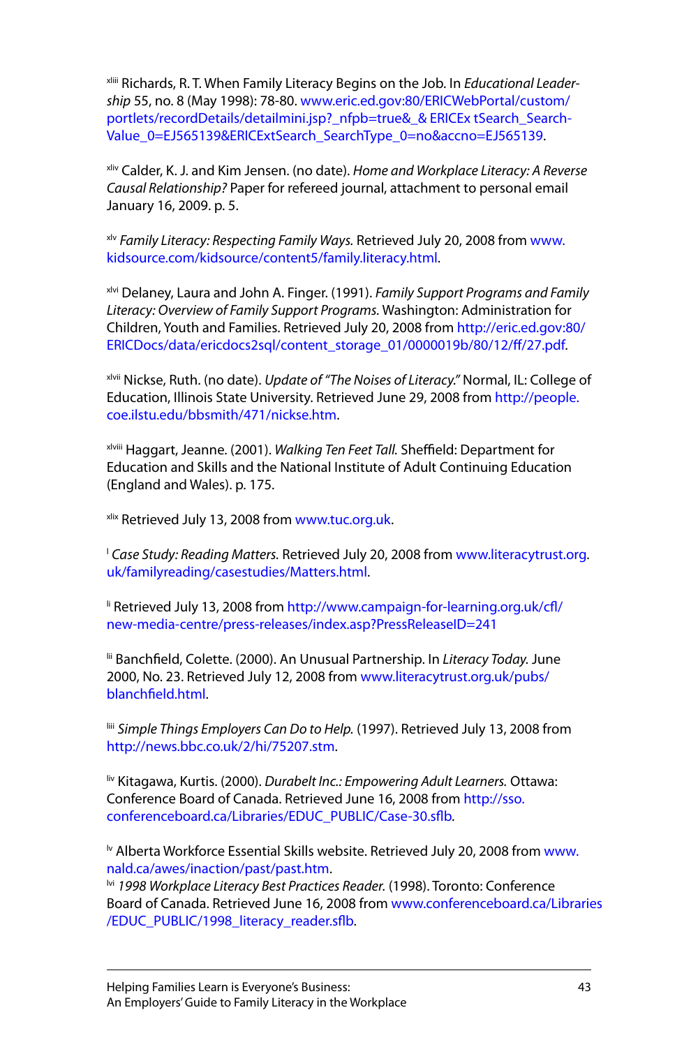[xliii] Richards, R. T. When Family Literacy Begins on the Job. In *Educational Leadership* 55, no. 8 (May 1998): 78-80. www.eric.ed.gov:80/ERICWebPortal/custom/portlets/recordDetails/detailmini.jsp?_nfpb=true&_& ERICEx tSearch_SearchValue_0=EJ565139&ERICExtSearch_SearchType_0=no&accno=EJ565139.

[xliv] Calder, K. J. and Kim Jensen. (no date). *Home and Workplace Literacy: A Reverse Causal Relationship?* Paper for refereed journal, attachment to personal email January 16, 2009. p. 5.

[xlv] *Family Literacy: Respecting Family Ways.* Retrieved July 20, 2008 from www.kidsource.com/kidsource/content5/family.literacy.html.

[xlvi] Delaney, Laura and John A. Finger. (1991). *Family Support Programs and Family Literacy: Overview of Family Support Programs.* Washington: Administration for Children, Youth and Families. Retrieved July 20, 2008 from http://eric.ed.gov:80/ERICDocs/data/ericdocs2sql/content_storage_01/0000019b/80/12/ff/27.pdf.

[xlvii] Nickse, Ruth. (no date). *Update of "The Noises of Literacy."* Normal, IL: College of Education, Illinois State University. Retrieved June 29, 2008 from http://people.coe.ilstu.edu/bbsmith/471/nickse.htm.

[xlviii] Haggart, Jeanne. (2001). *Walking Ten Feet Tall.* Sheffield: Department for Education and Skills and the National Institute of Adult Continuing Education (England and Wales). p. 175.

[xlix] Retrieved July 13, 2008 from www.tuc.org.uk.

[l] *Case Study: Reading Matters.* Retrieved July 20, 2008 from www.literacytrust.org.uk/familyreading/casestudies/Matters.html.

[li] Retrieved July 13, 2008 from http://www.campaign-for-learning.org.uk/cfl/new-media-centre/press-releases/index.asp?PressReleaseID=241

[lii] Banchfield, Colette. (2000). An Unusual Partnership. In *Literacy Today.* June 2000, No. 23. Retrieved July 12, 2008 from www.literacytrust.org.uk/pubs/blanchfield.html.

[liii] *Simple Things Employers Can Do to Help.* (1997). Retrieved July 13, 2008 from http://news.bbc.co.uk/2/hi/75207.stm.

[liv] Kitagawa, Kurtis. (2000). *Durabelt Inc.: Empowering Adult Learners.* Ottawa: Conference Board of Canada. Retrieved June 16, 2008 from http://sso.conferenceboard.ca/Libraries/EDUC_PUBLIC/Case-30.sflb.

[lv] Alberta Workforce Essential Skills website. Retrieved July 20, 2008 from www.nald.ca/awes/inaction/past/past.htm.

[lvi] *1998 Workplace Literacy Best Practices Reader.* (1998). Toronto: Conference Board of Canada. Retrieved June 16, 2008 from www.conferenceboard.ca/Libraries/EDUC_PUBLIC/1998_literacy_reader.sflb.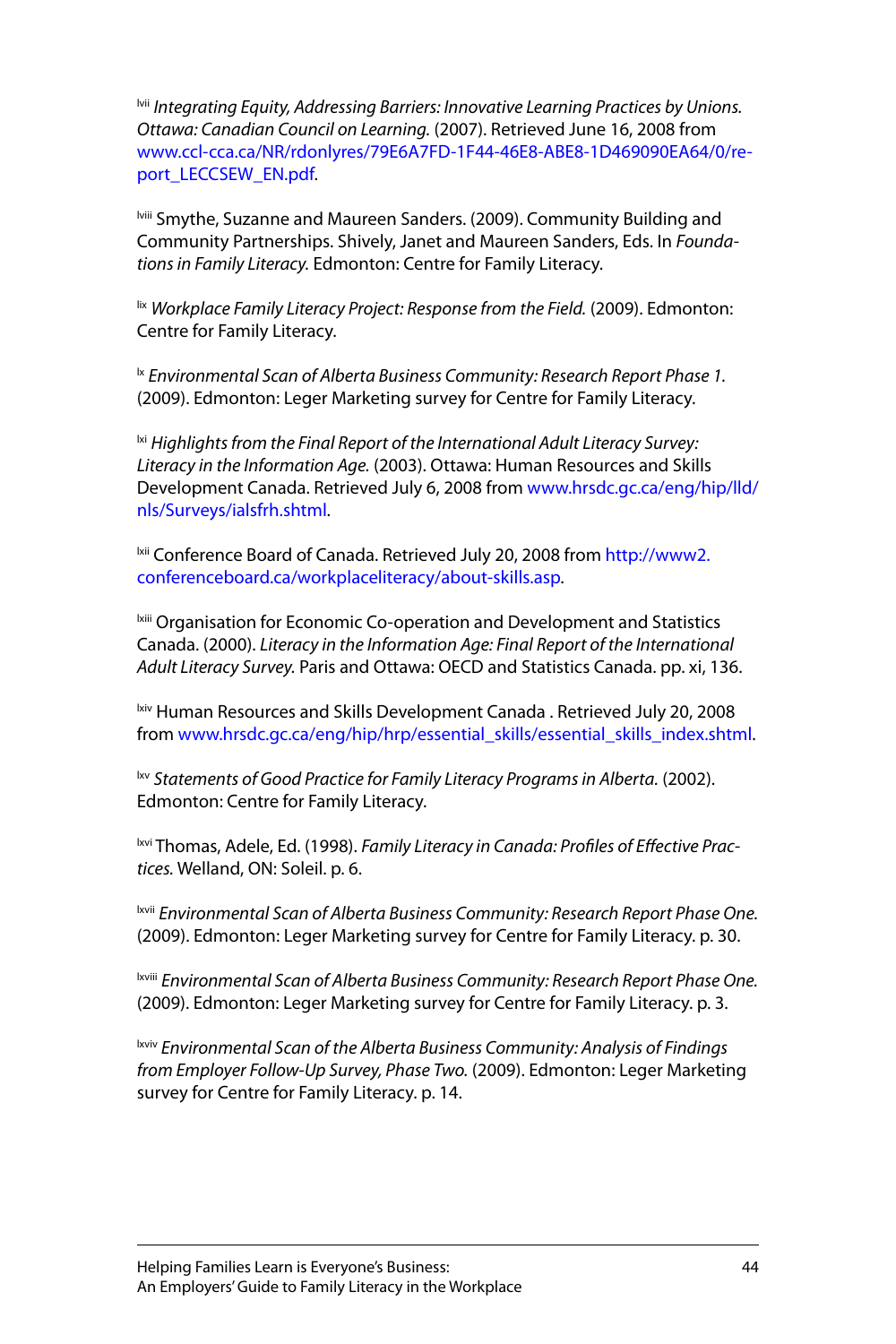[lvii] *Integrating Equity, Addressing Barriers: Innovative Learning Practices by Unions. Ottawa: Canadian Council on Learning.* (2007). Retrieved June 16, 2008 from www.ccl-cca.ca/NR/rdonlyres/79E6A7FD-1F44-46E8-ABE8-1D469090EA64/0/report_LECCSEW_EN.pdf.

[lviii] Smythe, Suzanne and Maureen Sanders. (2009). Community Building and Community Partnerships. Shively, Janet and Maureen Sanders, Eds. In *Foundations in Family Literacy.* Edmonton: Centre for Family Literacy.

[lix] *Workplace Family Literacy Project: Response from the Field.* (2009). Edmonton: Centre for Family Literacy.

[lx] *Environmental Scan of Alberta Business Community: Research Report Phase 1.* (2009). Edmonton: Leger Marketing survey for Centre for Family Literacy.

[lxi] *Highlights from the Final Report of the International Adult Literacy Survey: Literacy in the Information Age.* (2003). Ottawa: Human Resources and Skills Development Canada. Retrieved July 6, 2008 from www.hrsdc.gc.ca/eng/hip/lld/nls/Surveys/ialsfrh.shtml.

[lxii] Conference Board of Canada. Retrieved July 20, 2008 from http://www2.conferenceboard.ca/workplaceliteracy/about-skills.asp.

[lxiii] Organisation for Economic Co-operation and Development and Statistics Canada. (2000). *Literacy in the Information Age: Final Report of the International Adult Literacy Survey.* Paris and Ottawa: OECD and Statistics Canada. pp. xi, 136.

[lxiv] Human Resources and Skills Development Canada . Retrieved July 20, 2008 from www.hrsdc.gc.ca/eng/hip/hrp/essential_skills/essential_skills_index.shtml.

[lxv] *Statements of Good Practice for Family Literacy Programs in Alberta.* (2002). Edmonton: Centre for Family Literacy.

[lxvi] Thomas, Adele, Ed. (1998). *Family Literacy in Canada: Profiles of Effective Practices.* Welland, ON: Soleil. p. 6.

[lxvii] *Environmental Scan of Alberta Business Community: Research Report Phase One.* (2009). Edmonton: Leger Marketing survey for Centre for Family Literacy. p. 30.

[lxviii] *Environmental Scan of Alberta Business Community: Research Report Phase One.* (2009). Edmonton: Leger Marketing survey for Centre for Family Literacy. p. 3.

[lxviv] *Environmental Scan of the Alberta Business Community: Analysis of Findings from Employer Follow-Up Survey, Phase Two.* (2009). Edmonton: Leger Marketing survey for Centre for Family Literacy. p. 14.